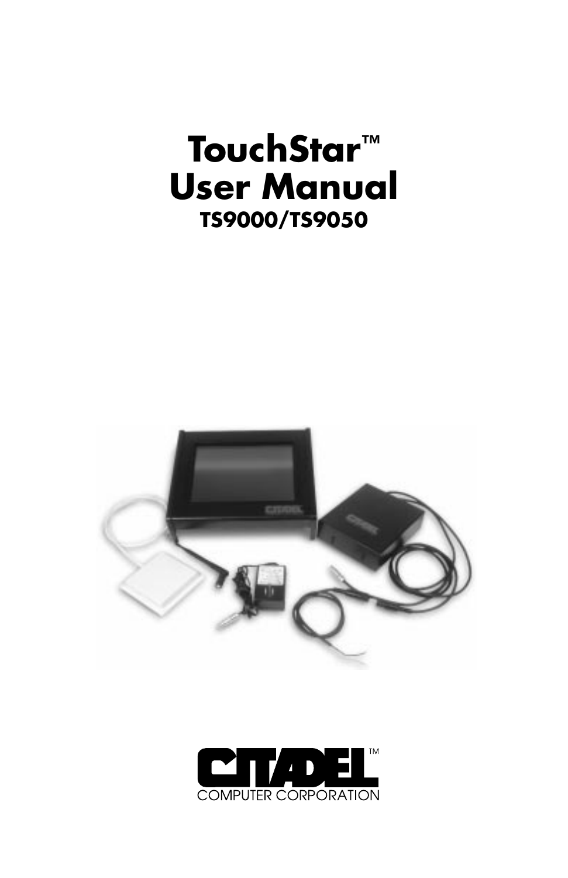# TouchStar™ User Manual
## TS9000/TS9050

CITADEL™
COMPUTER CORPORATION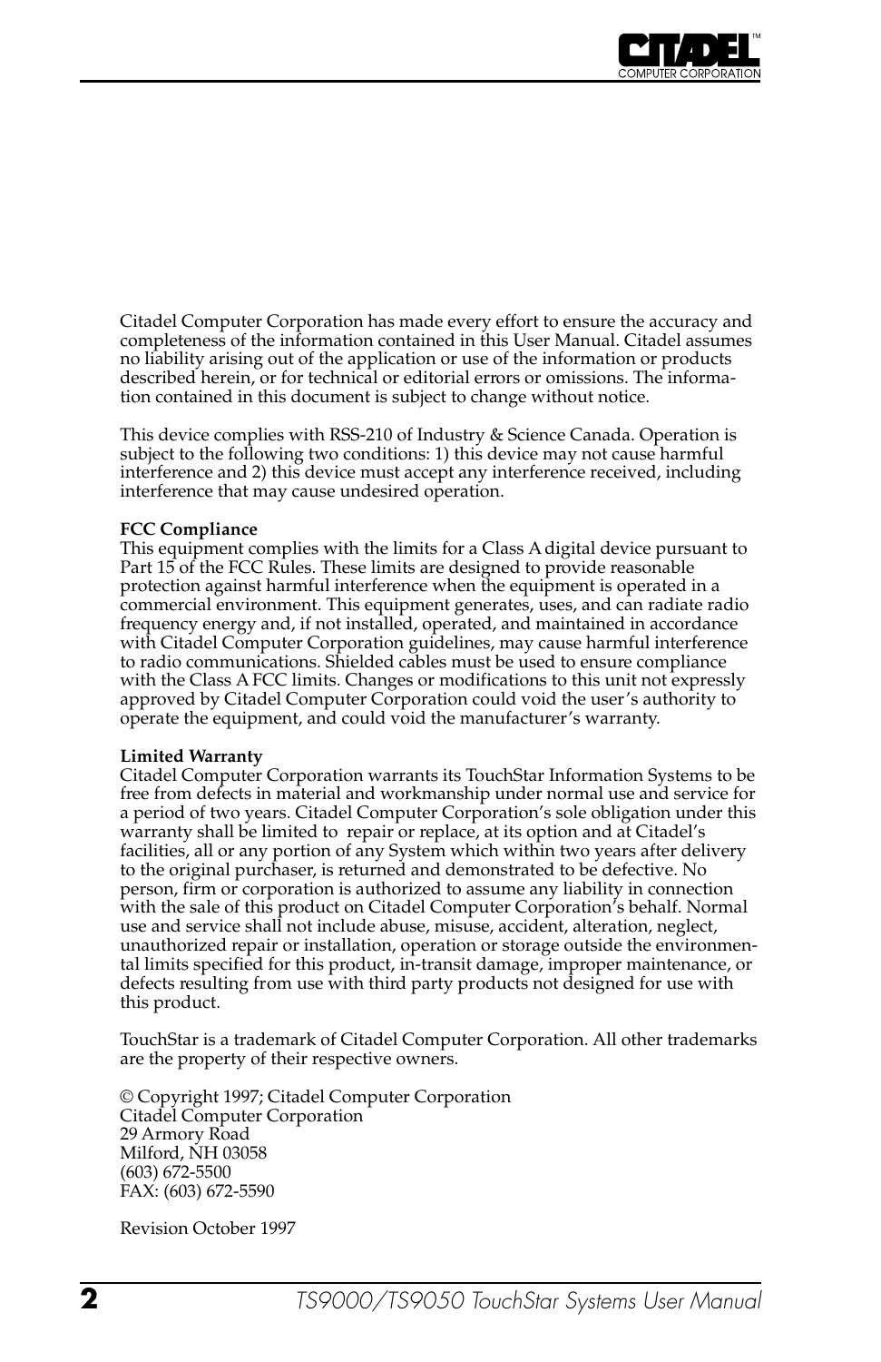Citadel Computer Corporation has made every effort to ensure the accuracy and completeness of the information contained in this User Manual. Citadel assumes no liability arising out of the application or use of the information or products described herein, or for technical or editorial errors or omissions. The information contained in this document is subject to change without notice.

This device complies with RSS-210 of Industry & Science Canada. Operation is subject to the following two conditions: 1) this device may not cause harmful interference and 2) this device must accept any interference received, including interference that may cause undesired operation.

**FCC Compliance**
This equipment complies with the limits for a Class A digital device pursuant to Part 15 of the FCC Rules. These limits are designed to provide reasonable protection against harmful interference when the equipment is operated in a commercial environment. This equipment generates, uses, and can radiate radio frequency energy and, if not installed, operated, and maintained in accordance with Citadel Computer Corporation guidelines, may cause harmful interference to radio communications. Shielded cables must be used to ensure compliance with the Class A FCC limits. Changes or modifications to this unit not expressly approved by Citadel Computer Corporation could void the user's authority to operate the equipment, and could void the manufacturer's warranty.

**Limited Warranty**
Citadel Computer Corporation warrants its TouchStar Information Systems to be free from defects in material and workmanship under normal use and service for a period of two years. Citadel Computer Corporation's sole obligation under this warranty shall be limited to repair or replace, at its option and at Citadel's facilities, all or any portion of any System which within two years after delivery to the original purchaser, is returned and demonstrated to be defective. No person, firm or corporation is authorized to assume any liability in connection with the sale of this product on Citadel Computer Corporation's behalf. Normal use and service shall not include abuse, misuse, accident, alteration, neglect, unauthorized repair or installation, operation or storage outside the environmental limits specified for this product, in-transit damage, improper maintenance, or defects resulting from use with third party products not designed for use with this product.

TouchStar is a trademark of Citadel Computer Corporation. All other trademarks are the property of their respective owners.

© Copyright 1997; Citadel Computer Corporation
Citadel Computer Corporation
29 Armory Road
Milford, NH 03058
(603) 672-5500
FAX: (603) 672-5590

Revision October 1997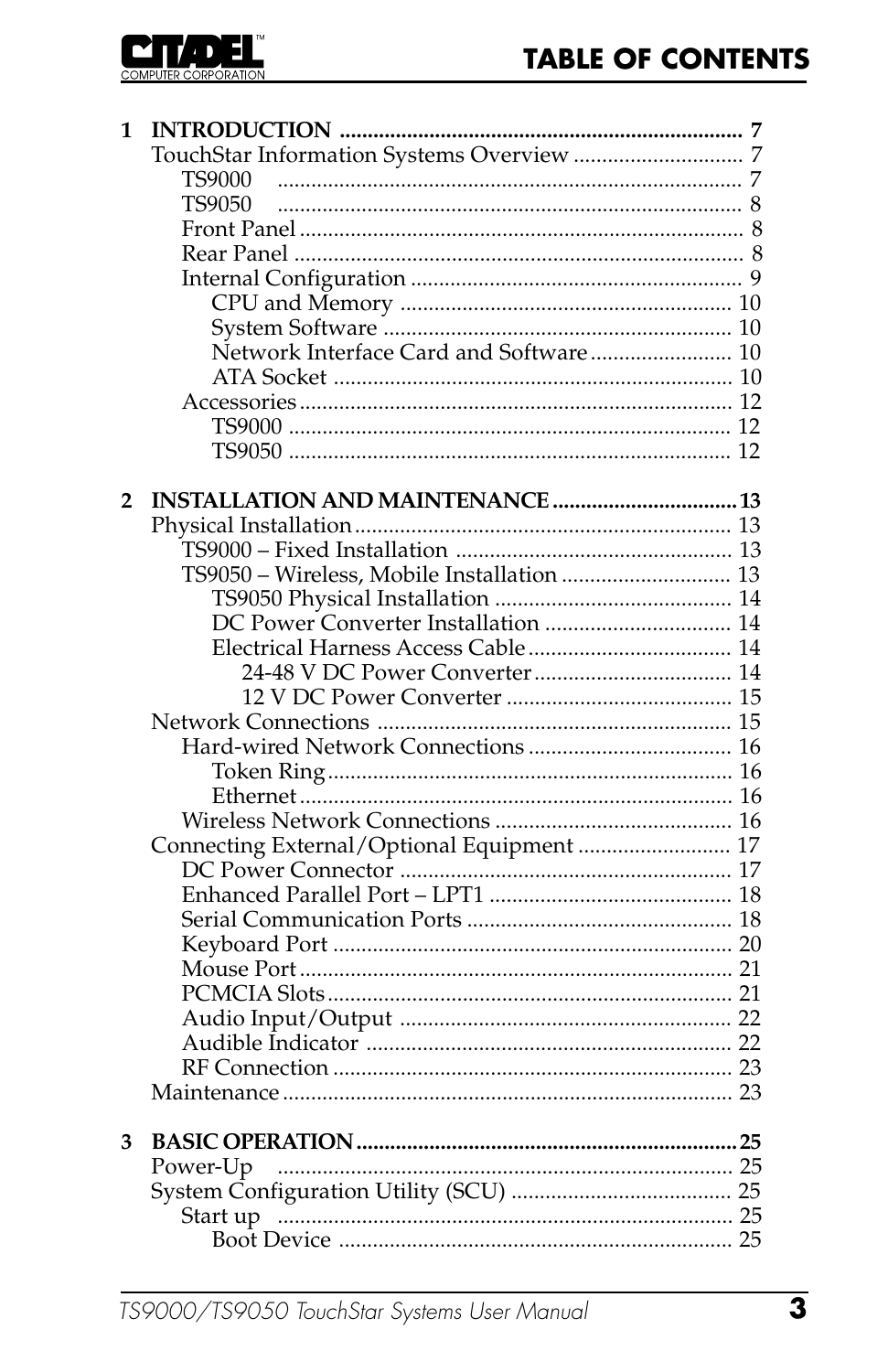# TABLE OF CONTENTS

**1 INTRODUCTION** ........................................................................ 7
- TouchStar Information Systems Overview ............................. 7
  - TS9000 ................................................................................. 7
  - TS9050 ................................................................................. 8
  - Front Panel ............................................................................. 8
  - Rear Panel ............................................................................... 8
  - Internal Configuration .......................................................... 9
    - CPU and Memory .......................................................... 10
    - System Software ............................................................ 10
    - Network Interface Card and Software ......................... 10
    - ATA Socket ..................................................................... 10
  - Accessories ............................................................................ 12
    - TS9000 ............................................................................. 12
    - TS9050 ............................................................................. 12

**2 INSTALLATION AND MAINTENANCE** ................................. 13
- Physical Installation .................................................................. 13
  - TS9000 – Fixed Installation ................................................ 13
  - TS9050 – Wireless, Mobile Installation .............................. 13
    - TS9050 Physical Installation .......................................... 14
    - DC Power Converter Installation ................................. 14
    - Electrical Harness Access Cable .................................... 14
      - 24-48 V DC Power Converter ................................... 14
      - 12 V DC Power Converter ........................................ 15
- Network Connections ............................................................... 15
  - Hard-wired Network Connections .................................... 16
    - Token Ring ....................................................................... 16
    - Ethernet ............................................................................ 16
  - Wireless Network Connections .......................................... 16
- Connecting External/Optional Equipment ........................... 17
  - DC Power Connector ........................................................... 17
  - Enhanced Parallel Port – LPT1 ........................................... 18
  - Serial Communication Ports ............................................... 18
  - Keyboard Port ...................................................................... 20
  - Mouse Port ............................................................................ 21
  - PCMCIA Slots ....................................................................... 21
  - Audio Input/Output ........................................................... 22
  - Audible Indicator ................................................................. 22
  - RF Connection ...................................................................... 23
- Maintenance ............................................................................... 23

**3 BASIC OPERATION** .................................................................... 25
- Power-Up ................................................................................... 25
- System Configuration Utility (SCU) ....................................... 25
  - Start up ................................................................................... 25
    - Boot Device ..................................................................... 25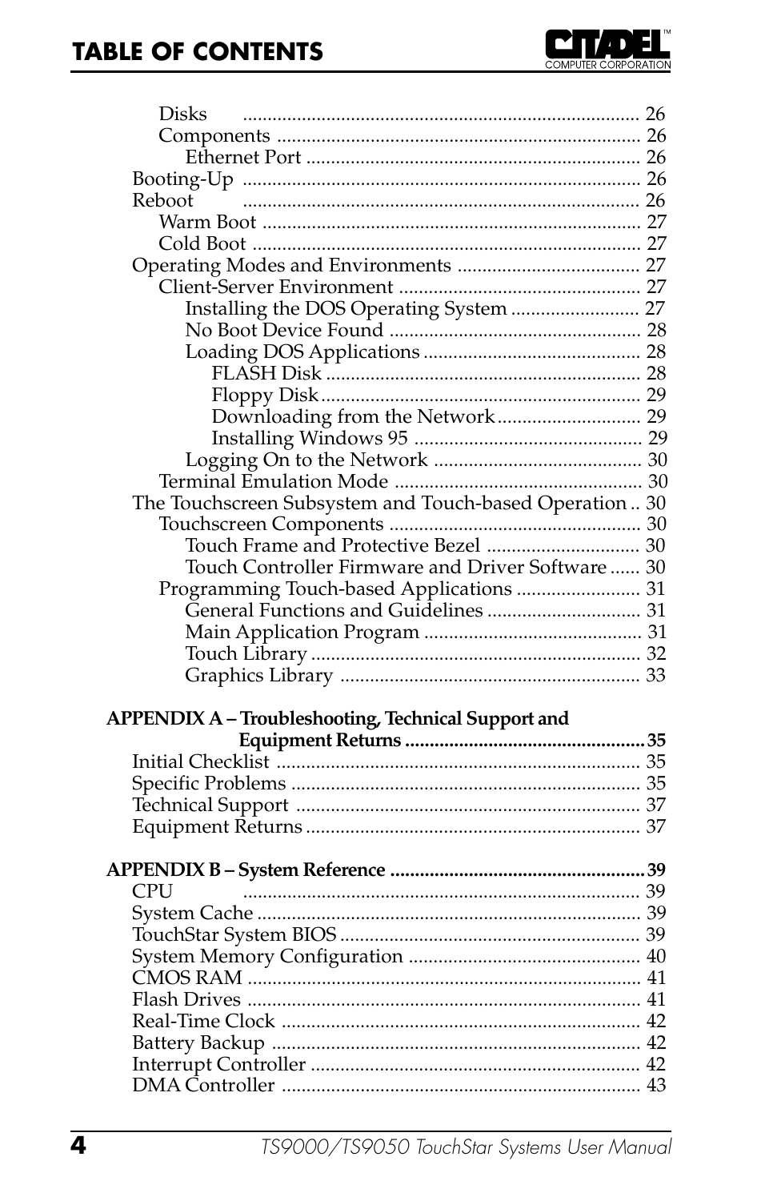## TABLE OF CONTENTS

- Disks ..... 26
- Components ..... 26
  - Ethernet Port ..... 26
- Booting-Up ..... 26
- Reboot ..... 26
  - Warm Boot ..... 27
  - Cold Boot ..... 27
- Operating Modes and Environments ..... 27
  - Client-Server Environment ..... 27
    - Installing the DOS Operating System ..... 27
    - No Boot Device Found ..... 28
    - Loading DOS Applications ..... 28
      - FLASH Disk ..... 28
      - Floppy Disk ..... 29
      - Downloading from the Network ..... 29
      - Installing Windows 95 ..... 29
    - Logging On to the Network ..... 30
  - Terminal Emulation Mode ..... 30
- The Touchscreen Subsystem and Touch-based Operation ..... 30
  - Touchscreen Components ..... 30
    - Touch Frame and Protective Bezel ..... 30
    - Touch Controller Firmware and Driver Software ..... 30
  - Programming Touch-based Applications ..... 31
    - General Functions and Guidelines ..... 31
    - Main Application Program ..... 31
    - Touch Library ..... 32
    - Graphics Library ..... 33

**APPENDIX A – Troubleshooting, Technical Support and Equipment Returns ..... 35**

- Initial Checklist ..... 35
- Specific Problems ..... 35
- Technical Support ..... 37
- Equipment Returns ..... 37

**APPENDIX B – System Reference ..... 39**

- CPU ..... 39
- System Cache ..... 39
- TouchStar System BIOS ..... 39
- System Memory Configuration ..... 40
- CMOS RAM ..... 41
- Flash Drives ..... 41
- Real-Time Clock ..... 42
- Battery Backup ..... 42
- Interrupt Controller ..... 42
- DMA Controller ..... 43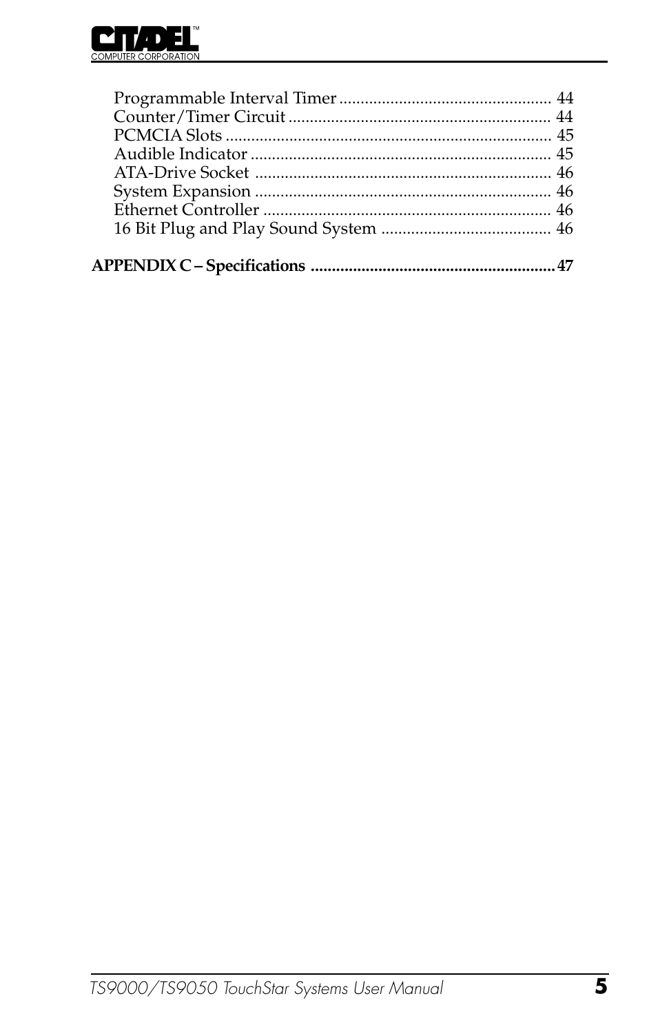Programmable Interval Timer ................................................. 44
Counter/Timer Circuit ............................................................ 44
PCMCIA Slots ........................................................................... 45
Audible Indicator ..................................................................... 45
ATA-Drive Socket .................................................................... 46
System Expansion .................................................................... 46
Ethernet Controller .................................................................. 46
16 Bit Plug and Play Sound System ....................................... 46

**APPENDIX C – Specifications .......................................................... 47**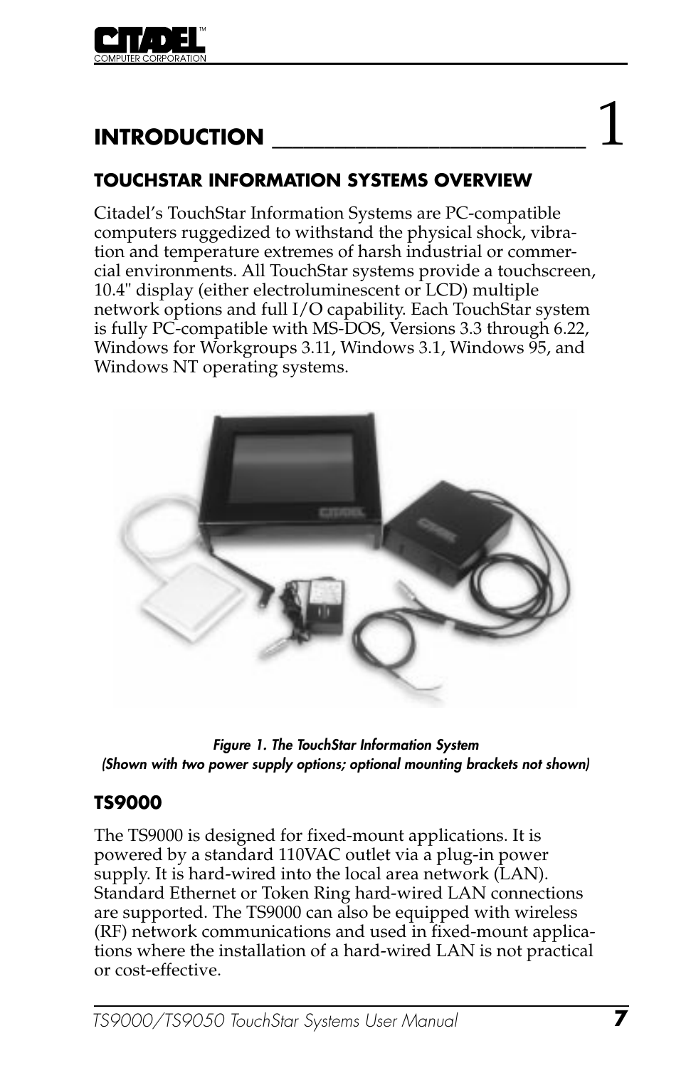# INTRODUCTION 1

## TOUCHSTAR INFORMATION SYSTEMS OVERVIEW

Citadel's TouchStar Information Systems are PC-compatible computers ruggedized to withstand the physical shock, vibration and temperature extremes of harsh industrial or commercial environments. All TouchStar systems provide a touchscreen, 10.4" display (either electroluminescent or LCD) multiple network options and full I/O capability. Each TouchStar system is fully PC-compatible with MS-DOS, Versions 3.3 through 6.22, Windows for Workgroups 3.11, Windows 3.1, Windows 95, and Windows NT operating systems.

*Figure 1. The TouchStar Information System*
*(Shown with two power supply options; optional mounting brackets not shown)*

### TS9000

The TS9000 is designed for fixed-mount applications. It is powered by a standard 110VAC outlet via a plug-in power supply. It is hard-wired into the local area network (LAN). Standard Ethernet or Token Ring hard-wired LAN connections are supported. The TS9000 can also be equipped with wireless (RF) network communications and used in fixed-mount applications where the installation of a hard-wired LAN is not practical or cost-effective.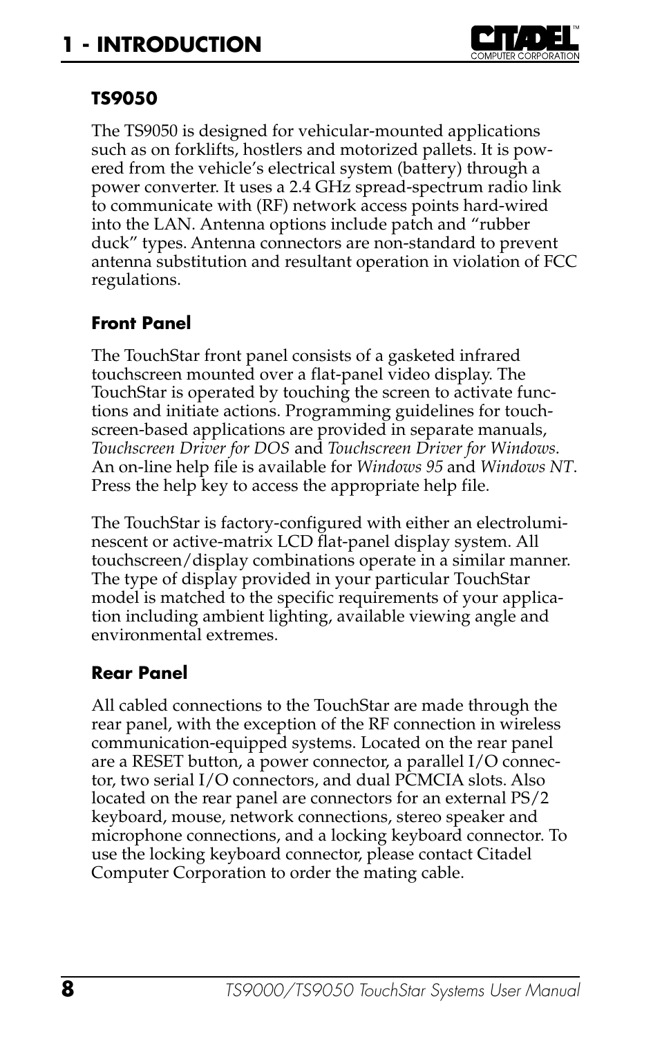### TS9050

The TS9050 is designed for vehicular-mounted applications such as on forklifts, hostlers and motorized pallets. It is powered from the vehicle's electrical system (battery) through a power converter. It uses a 2.4 GHz spread-spectrum radio link to communicate with (RF) network access points hard-wired into the LAN. Antenna options include patch and "rubber duck" types. Antenna connectors are non-standard to prevent antenna substitution and resultant operation in violation of FCC regulations.

### Front Panel

The TouchStar front panel consists of a gasketed infrared touchscreen mounted over a flat-panel video display. The TouchStar is operated by touching the screen to activate functions and initiate actions. Programming guidelines for touchscreen-based applications are provided in separate manuals, *Touchscreen Driver for DOS* and *Touchscreen Driver for Windows*. An on-line help file is available for *Windows 95* and *Windows NT*. Press the help key to access the appropriate help file.

The TouchStar is factory-configured with either an electroluminescent or active-matrix LCD flat-panel display system. All touchscreen/display combinations operate in a similar manner. The type of display provided in your particular TouchStar model is matched to the specific requirements of your application including ambient lighting, available viewing angle and environmental extremes.

### Rear Panel

All cabled connections to the TouchStar are made through the rear panel, with the exception of the RF connection in wireless communication-equipped systems. Located on the rear panel are a RESET button, a power connector, a parallel I/O connector, two serial I/O connectors, and dual PCMCIA slots. Also located on the rear panel are connectors for an external PS/2 keyboard, mouse, network connections, stereo speaker and microphone connections, and a locking keyboard connector. To use the locking keyboard connector, please contact Citadel Computer Corporation to order the mating cable.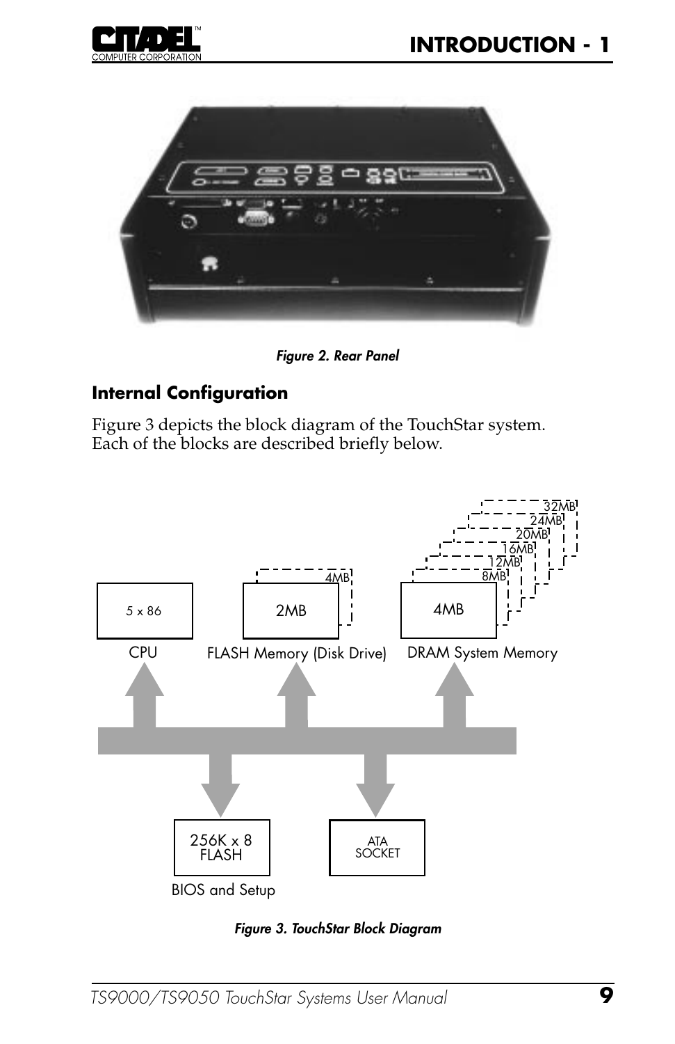*Figure 2. Rear Panel*

### Internal Configuration

Figure 3 depicts the block diagram of the TouchStar system. Each of the blocks are described briefly below.

5 x 86

CPU

2MB

4MB

FLASH Memory (Disk Drive)

4MB

8MB

12MB

16MB

20MB

24MB

32MB

DRAM System Memory

256K x 8 FLASH

BIOS and Setup

ATA SOCKET

*Figure 3. TouchStar Block Diagram*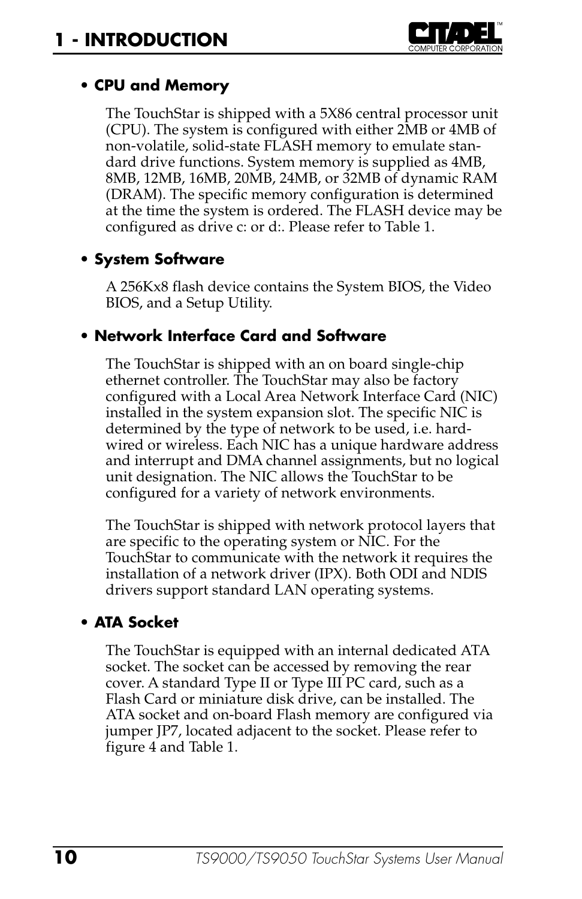- **CPU and Memory**

  The TouchStar is shipped with a 5X86 central processor unit (CPU). The system is configured with either 2MB or 4MB of non-volatile, solid-state FLASH memory to emulate standard drive functions. System memory is supplied as 4MB, 8MB, 12MB, 16MB, 20MB, 24MB, or 32MB of dynamic RAM (DRAM). The specific memory configuration is determined at the time the system is ordered. The FLASH device may be configured as drive c: or d:. Please refer to Table 1.

- **System Software**

  A 256Kx8 flash device contains the System BIOS, the Video BIOS, and a Setup Utility.

- **Network Interface Card and Software**

  The TouchStar is shipped with an on board single-chip ethernet controller. The TouchStar may also be factory configured with a Local Area Network Interface Card (NIC) installed in the system expansion slot. The specific NIC is determined by the type of network to be used, i.e. hard-wired or wireless. Each NIC has a unique hardware address and interrupt and DMA channel assignments, but no logical unit designation. The NIC allows the TouchStar to be configured for a variety of network environments.

  The TouchStar is shipped with network protocol layers that are specific to the operating system or NIC. For the TouchStar to communicate with the network it requires the installation of a network driver (IPX). Both ODI and NDIS drivers support standard LAN operating systems.

- **ATA Socket**

  The TouchStar is equipped with an internal dedicated ATA socket. The socket can be accessed by removing the rear cover. A standard Type II or Type III PC card, such as a Flash Card or miniature disk drive, can be installed. The ATA socket and on-board Flash memory are configured via jumper JP7, located adjacent to the socket. Please refer to figure 4 and Table 1.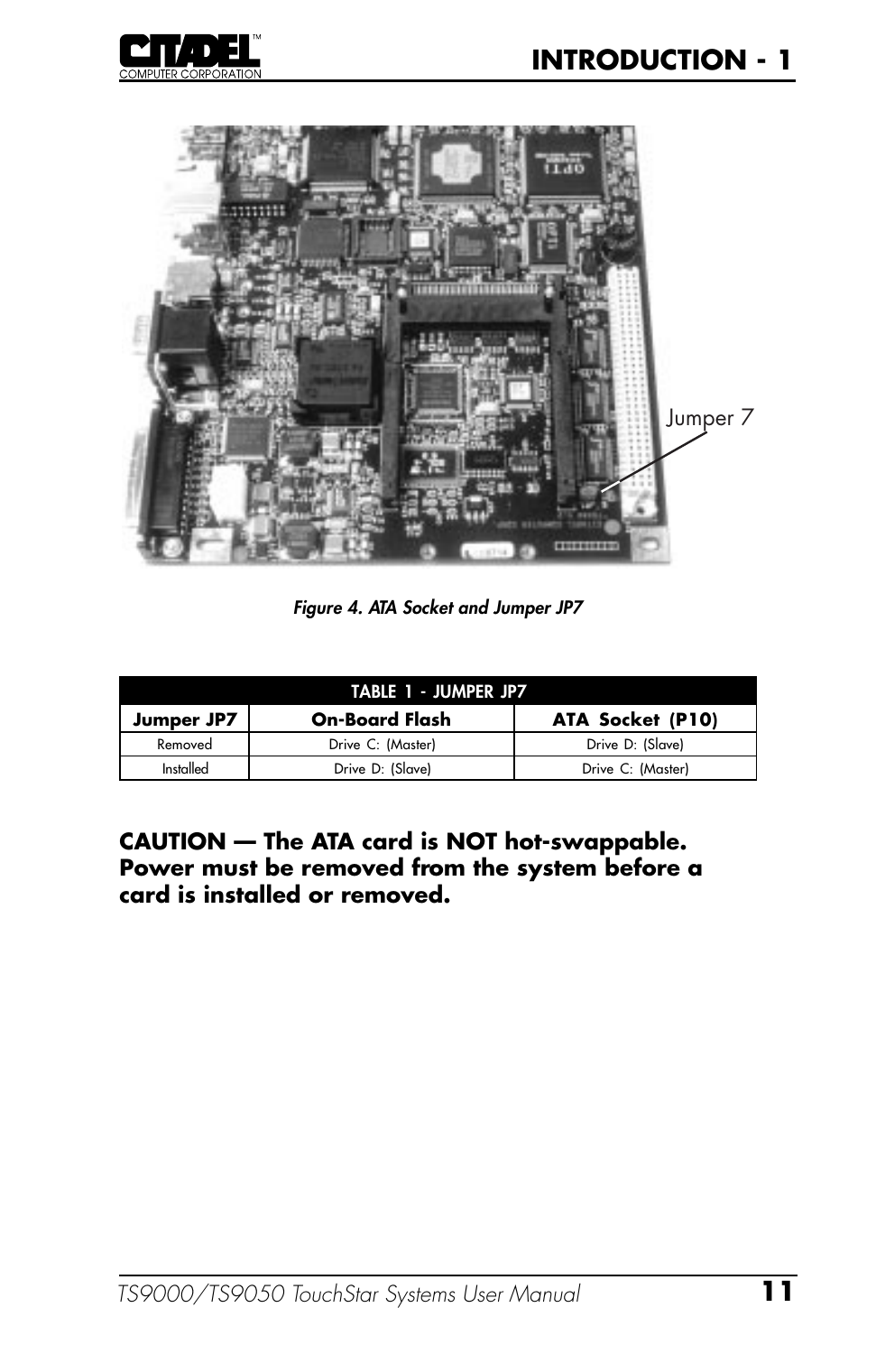Jumper 7

*Figure 4. ATA Socket and Jumper JP7*

| TABLE 1 - JUMPER JP7 | | |
|---|---|---|
| **Jumper JP7** | **On-Board Flash** | **ATA Socket (P10)** |
| Removed | Drive C: (Master) | Drive D: (Slave) |
| Installed | Drive D: (Slave) | Drive C: (Master) |

**CAUTION — The ATA card is NOT hot-swappable. Power must be removed from the system before a card is installed or removed.**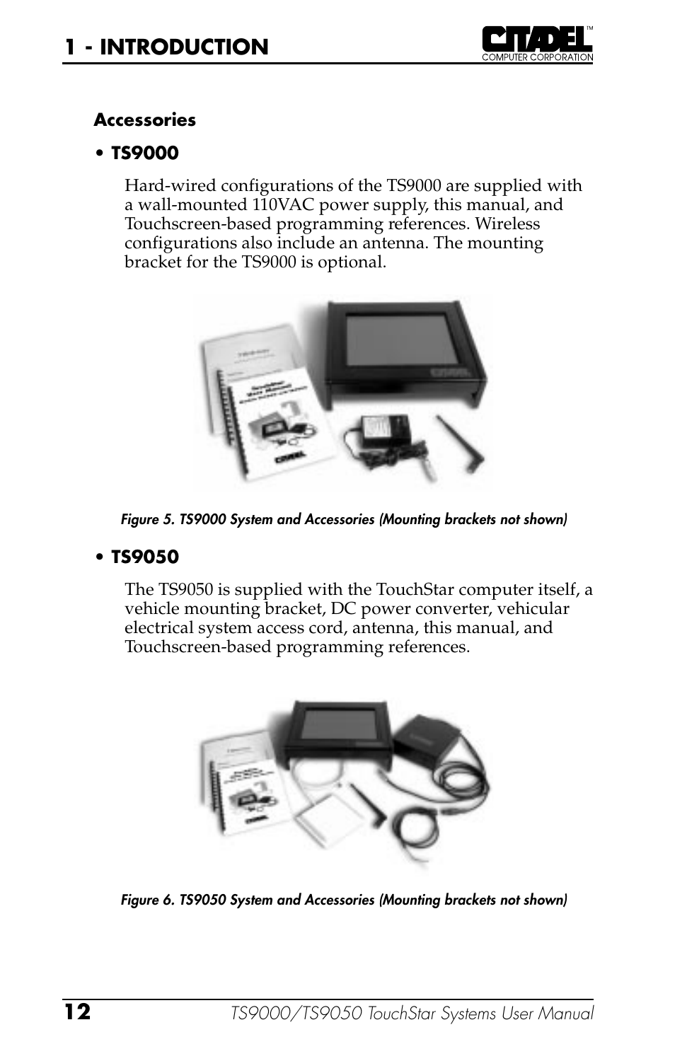## Accessories

- **TS9000**

  Hard-wired configurations of the TS9000 are supplied with a wall-mounted 110VAC power supply, this manual, and Touchscreen-based programming references. Wireless configurations also include an antenna. The mounting bracket for the TS9000 is optional.

*Figure 5. TS9000 System and Accessories (Mounting brackets not shown)*

- **TS9050**

  The TS9050 is supplied with the TouchStar computer itself, a vehicle mounting bracket, DC power converter, vehicular electrical system access cord, antenna, this manual, and Touchscreen-based programming references.

*Figure 6. TS9050 System and Accessories (Mounting brackets not shown)*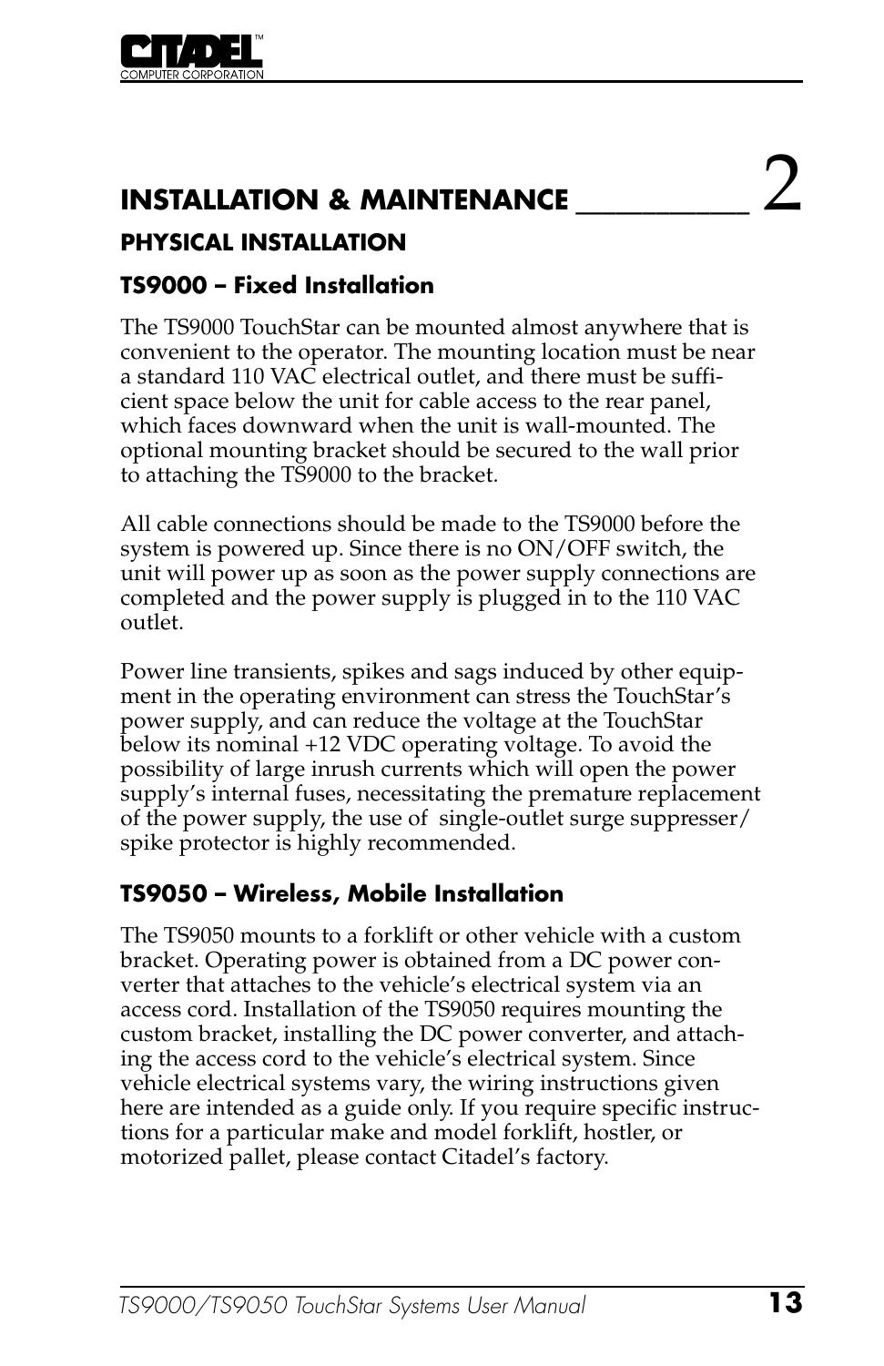# INSTALLATION & MAINTENANCE __________ 2

## PHYSICAL INSTALLATION

### TS9000 – Fixed Installation

The TS9000 TouchStar can be mounted almost anywhere that is convenient to the operator. The mounting location must be near a standard 110 VAC electrical outlet, and there must be sufficient space below the unit for cable access to the rear panel, which faces downward when the unit is wall-mounted. The optional mounting bracket should be secured to the wall prior to attaching the TS9000 to the bracket.

All cable connections should be made to the TS9000 before the system is powered up. Since there is no ON/OFF switch, the unit will power up as soon as the power supply connections are completed and the power supply is plugged in to the 110 VAC outlet.

Power line transients, spikes and sags induced by other equipment in the operating environment can stress the TouchStar's power supply, and can reduce the voltage at the TouchStar below its nominal +12 VDC operating voltage. To avoid the possibility of large inrush currents which will open the power supply's internal fuses, necessitating the premature replacement of the power supply, the use of single-outlet surge suppresser/spike protector is highly recommended.

### TS9050 – Wireless, Mobile Installation

The TS9050 mounts to a forklift or other vehicle with a custom bracket. Operating power is obtained from a DC power converter that attaches to the vehicle's electrical system via an access cord. Installation of the TS9050 requires mounting the custom bracket, installing the DC power converter, and attaching the access cord to the vehicle's electrical system. Since vehicle electrical systems vary, the wiring instructions given here are intended as a guide only. If you require specific instructions for a particular make and model forklift, hostler, or motorized pallet, please contact Citadel's factory.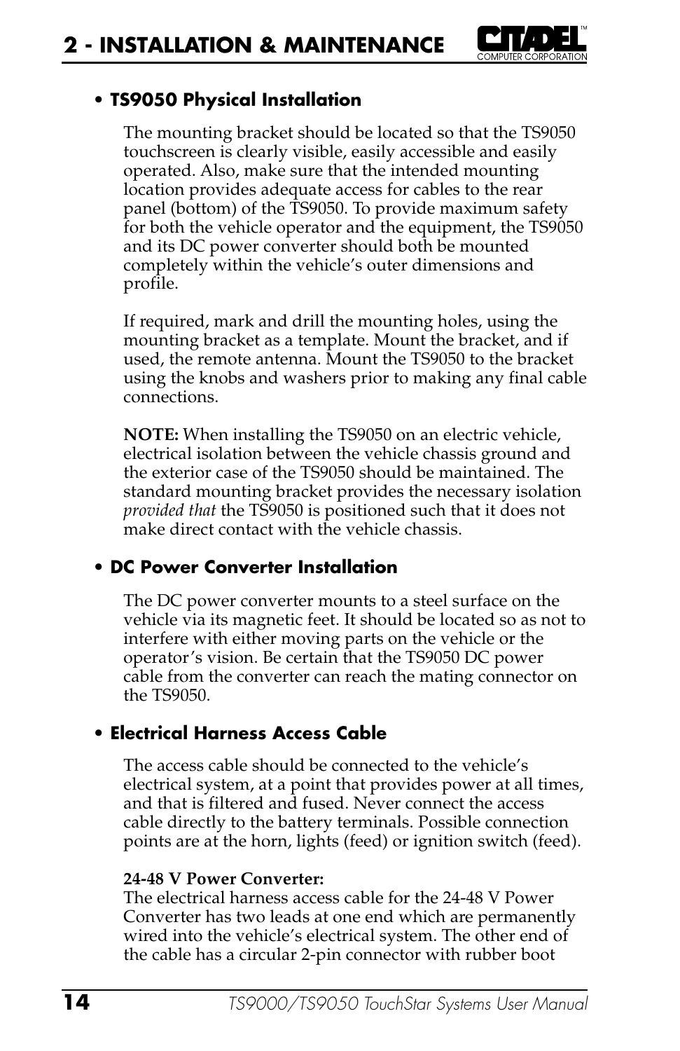- **TS9050 Physical Installation**

The mounting bracket should be located so that the TS9050 touchscreen is clearly visible, easily accessible and easily operated. Also, make sure that the intended mounting location provides adequate access for cables to the rear panel (bottom) of the TS9050. To provide maximum safety for both the vehicle operator and the equipment, the TS9050 and its DC power converter should both be mounted completely within the vehicle's outer dimensions and profile.

If required, mark and drill the mounting holes, using the mounting bracket as a template. Mount the bracket, and if used, the remote antenna. Mount the TS9050 to the bracket using the knobs and washers prior to making any final cable connections.

**NOTE:** When installing the TS9050 on an electric vehicle, electrical isolation between the vehicle chassis ground and the exterior case of the TS9050 should be maintained. The standard mounting bracket provides the necessary isolation *provided that* the TS9050 is positioned such that it does not make direct contact with the vehicle chassis.

- **DC Power Converter Installation**

The DC power converter mounts to a steel surface on the vehicle via its magnetic feet. It should be located so as not to interfere with either moving parts on the vehicle or the operator's vision. Be certain that the TS9050 DC power cable from the converter can reach the mating connector on the TS9050.

- **Electrical Harness Access Cable**

The access cable should be connected to the vehicle's electrical system, at a point that provides power at all times, and that is filtered and fused. Never connect the access cable directly to the battery terminals. Possible connection points are at the horn, lights (feed) or ignition switch (feed).

**24-48 V Power Converter:**
The electrical harness access cable for the 24-48 V Power Converter has two leads at one end which are permanently wired into the vehicle's electrical system. The other end of the cable has a circular 2-pin connector with rubber boot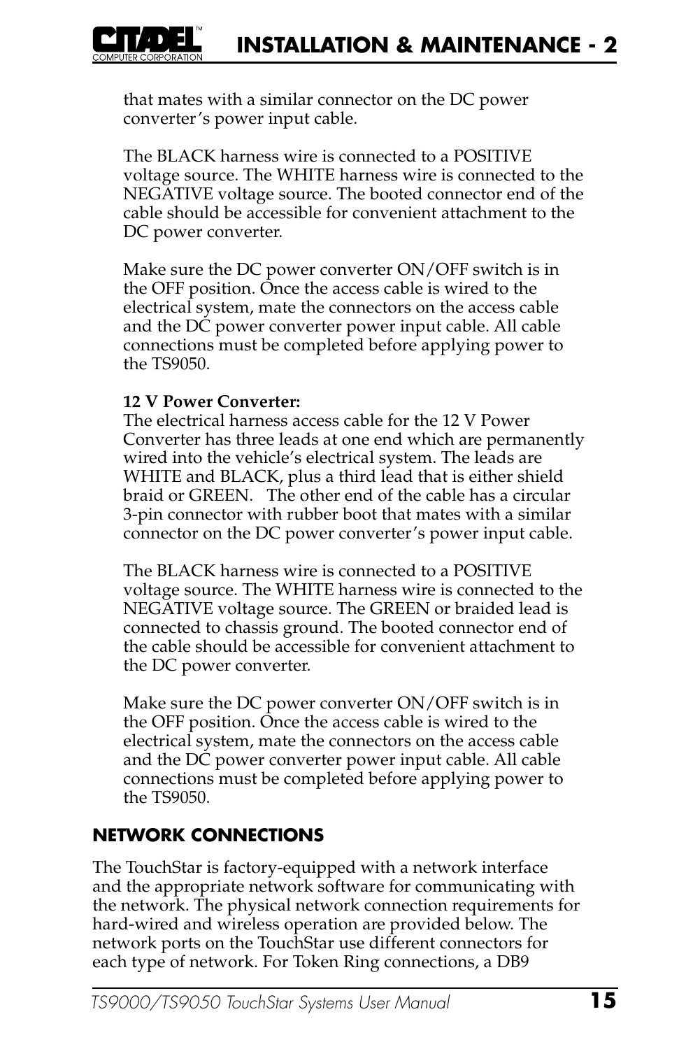that mates with a similar connector on the DC power converter's power input cable.

The BLACK harness wire is connected to a POSITIVE voltage source. The WHITE harness wire is connected to the NEGATIVE voltage source. The booted connector end of the cable should be accessible for convenient attachment to the DC power converter.

Make sure the DC power converter ON/OFF switch is in the OFF position. Once the access cable is wired to the electrical system, mate the connectors on the access cable and the DC power converter power input cable. All cable connections must be completed before applying power to the TS9050.

**12 V Power Converter:**
The electrical harness access cable for the 12 V Power Converter has three leads at one end which are permanently wired into the vehicle's electrical system. The leads are WHITE and BLACK, plus a third lead that is either shield braid or GREEN. The other end of the cable has a circular 3-pin connector with rubber boot that mates with a similar connector on the DC power converter's power input cable.

The BLACK harness wire is connected to a POSITIVE voltage source. The WHITE harness wire is connected to the NEGATIVE voltage source. The GREEN or braided lead is connected to chassis ground. The booted connector end of the cable should be accessible for convenient attachment to the DC power converter.

Make sure the DC power converter ON/OFF switch is in the OFF position. Once the access cable is wired to the electrical system, mate the connectors on the access cable and the DC power converter power input cable. All cable connections must be completed before applying power to the TS9050.

## NETWORK CONNECTIONS

The TouchStar is factory-equipped with a network interface and the appropriate network software for communicating with the network. The physical network connection requirements for hard-wired and wireless operation are provided below. The network ports on the TouchStar use different connectors for each type of network. For Token Ring connections, a DB9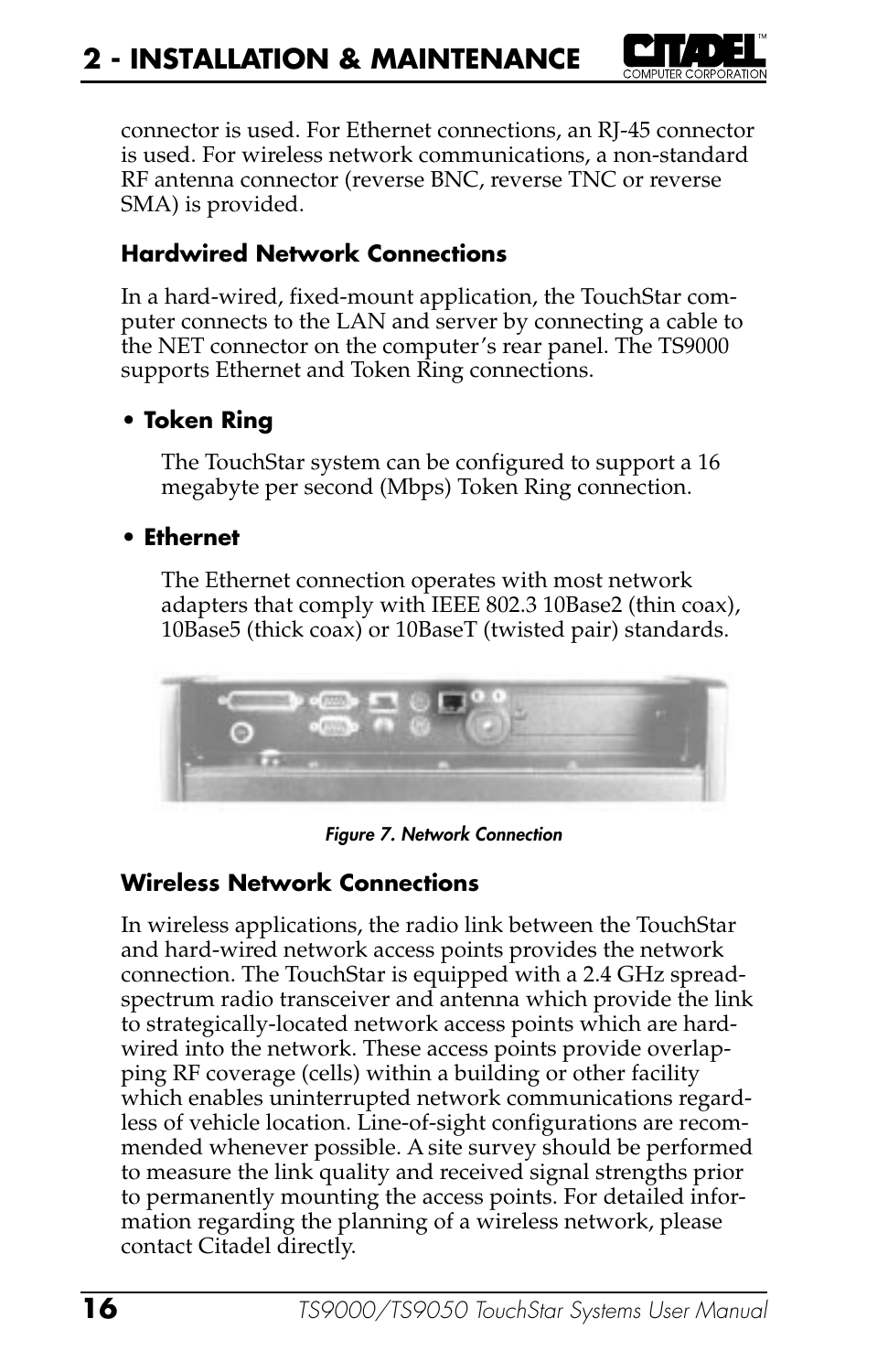connector is used. For Ethernet connections, an RJ-45 connector is used. For wireless network communications, a non-standard RF antenna connector (reverse BNC, reverse TNC or reverse SMA) is provided.

### Hardwired Network Connections

In a hard-wired, fixed-mount application, the TouchStar computer connects to the LAN and server by connecting a cable to the NET connector on the computer's rear panel. The TS9000 supports Ethernet and Token Ring connections.

- **Token Ring**

  The TouchStar system can be configured to support a 16 megabyte per second (Mbps) Token Ring connection.

- **Ethernet**

  The Ethernet connection operates with most network adapters that comply with IEEE 802.3 10Base2 (thin coax), 10Base5 (thick coax) or 10BaseT (twisted pair) standards.

*Figure 7. Network Connection*

### Wireless Network Connections

In wireless applications, the radio link between the TouchStar and hard-wired network access points provides the network connection. The TouchStar is equipped with a 2.4 GHz spread-spectrum radio transceiver and antenna which provide the link to strategically-located network access points which are hard-wired into the network. These access points provide overlapping RF coverage (cells) within a building or other facility which enables uninterrupted network communications regardless of vehicle location. Line-of-sight configurations are recommended whenever possible. A site survey should be performed to measure the link quality and received signal strengths prior to permanently mounting the access points. For detailed information regarding the planning of a wireless network, please contact Citadel directly.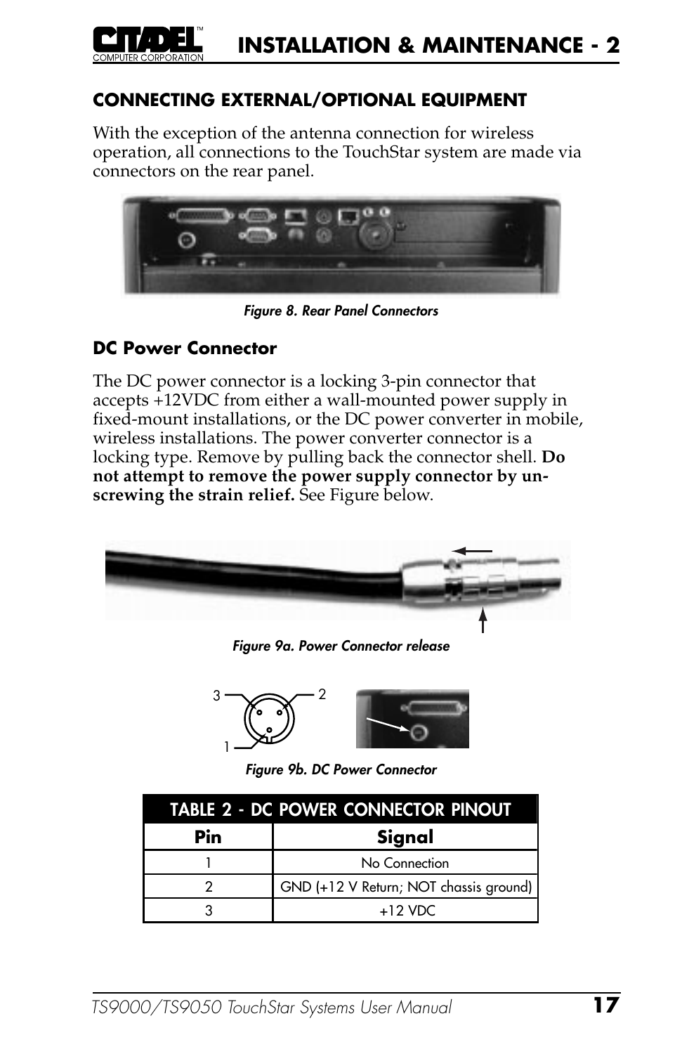## CONNECTING EXTERNAL/OPTIONAL EQUIPMENT

With the exception of the antenna connection for wireless operation, all connections to the TouchStar system are made via connectors on the rear panel.

*Figure 8. Rear Panel Connectors*

### Dc Power Connector

The DC power connector is a locking 3-pin connector that accepts +12VDC from either a wall-mounted power supply in fixed-mount installations, or the DC power converter in mobile, wireless installations. The power converter connector is a locking type. Remove by pulling back the connector shell. **Do not attempt to remove the power supply connector by un-screwing the strain relief.** See Figure below.

*Figure 9a. Power Connector release*

*Figure 9b. DC Power Connector*

| TABLE 2 - DC POWER CONNECTOR PINOUT | |
|---|---|
| **Pin** | **Signal** |
| 1 | No Connection |
| 2 | GND (+12 V Return; NOT chassis ground) |
| 3 | +12 VDC |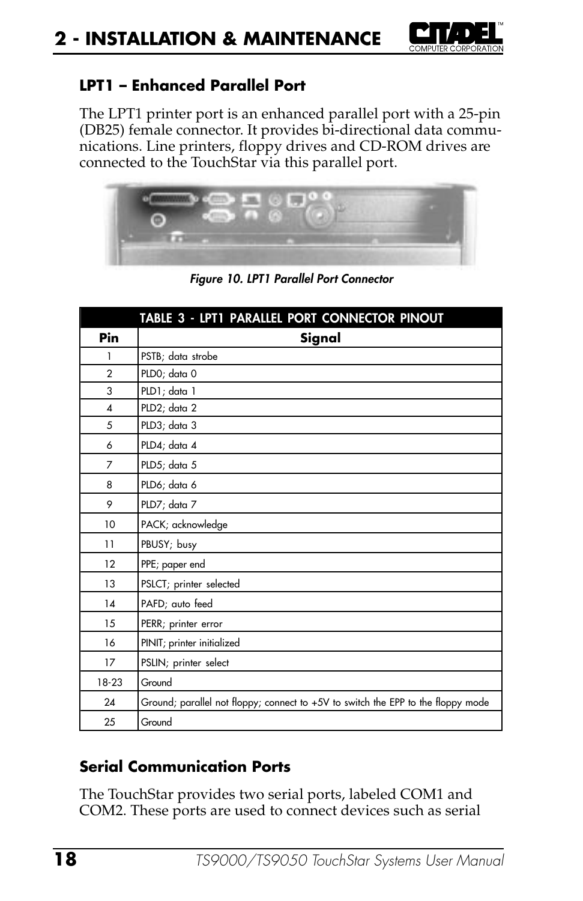### LPT1 – Enhanced Parallel Port

The LPT1 printer port is an enhanced parallel port with a 25-pin (DB25) female connector. It provides bi-directional data communications. Line printers, floppy drives and CD-ROM drives are connected to the TouchStar via this parallel port.

*Figure 10. LPT1 Parallel Port Connector*

| TABLE 3 - LPT1 PARALLEL PORT CONNECTOR PINOUT | |
|---|---|
| **Pin** | **Signal** |
| 1 | PSTB; data strobe |
| 2 | PLD0; data 0 |
| 3 | PLD1; data 1 |
| 4 | PLD2; data 2 |
| 5 | PLD3; data 3 |
| 6 | PLD4; data 4 |
| 7 | PLD5; data 5 |
| 8 | PLD6; data 6 |
| 9 | PLD7; data 7 |
| 10 | PACK; acknowledge |
| 11 | PBUSY; busy |
| 12 | PPE; paper end |
| 13 | PSLCT; printer selected |
| 14 | PAFD; auto feed |
| 15 | PERR; printer error |
| 16 | PINIT; printer initialized |
| 17 | PSLIN; printer select |
| 18-23 | Ground |
| 24 | Ground; parallel not floppy; connect to +5V to switch the EPP to the floppy mode |
| 25 | Ground |

### Serial Communication Ports

The TouchStar provides two serial ports, labeled COM1 and COM2. These ports are used to connect devices such as serial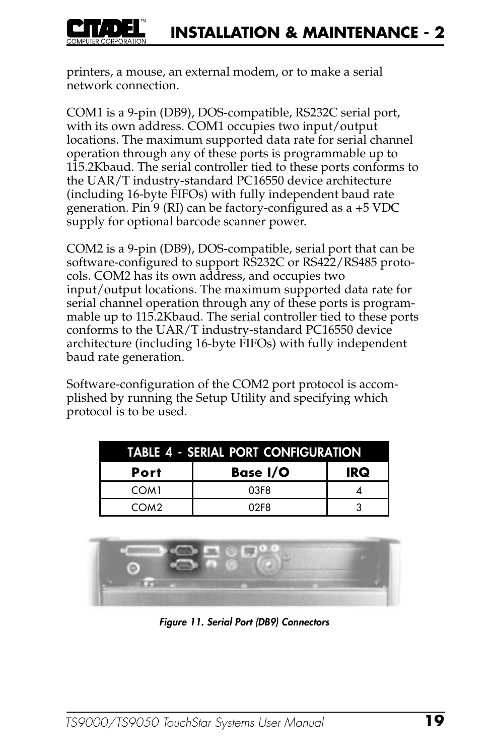printers, a mouse, an external modem, or to make a serial network connection.

COM1 is a 9-pin (DB9), DOS-compatible, RS232C serial port, with its own address. COM1 occupies two input/output locations. The maximum supported data rate for serial channel operation through any of these ports is programmable up to 115.2Kbaud. The serial controller tied to these ports conforms to the UAR/T industry-standard PC16550 device architecture (including 16-byte FIFOs) with fully independent baud rate generation. Pin 9 (RI) can be factory-configured as a +5 VDC supply for optional barcode scanner power.

COM2 is a 9-pin (DB9), DOS-compatible, serial port that can be software-configured to support RS232C or RS422/RS485 protocols. COM2 has its own address, and occupies two input/output locations. The maximum supported data rate for serial channel operation through any of these ports is programmable up to 115.2Kbaud. The serial controller tied to these ports conforms to the UAR/T industry-standard PC16550 device architecture (including 16-byte FIFOs) with fully independent baud rate generation.

Software-configuration of the COM2 port protocol is accomplished by running the Setup Utility and specifying which protocol is to be used.

**TABLE 4 - SERIAL PORT CONFIGURATION**

| Port | Base I/O | IRQ |
|---|---|---|
| COM1 | 03F8 | 4 |
| COM2 | 02F8 | 3 |

*Figure 11. Serial Port (DB9) Connectors*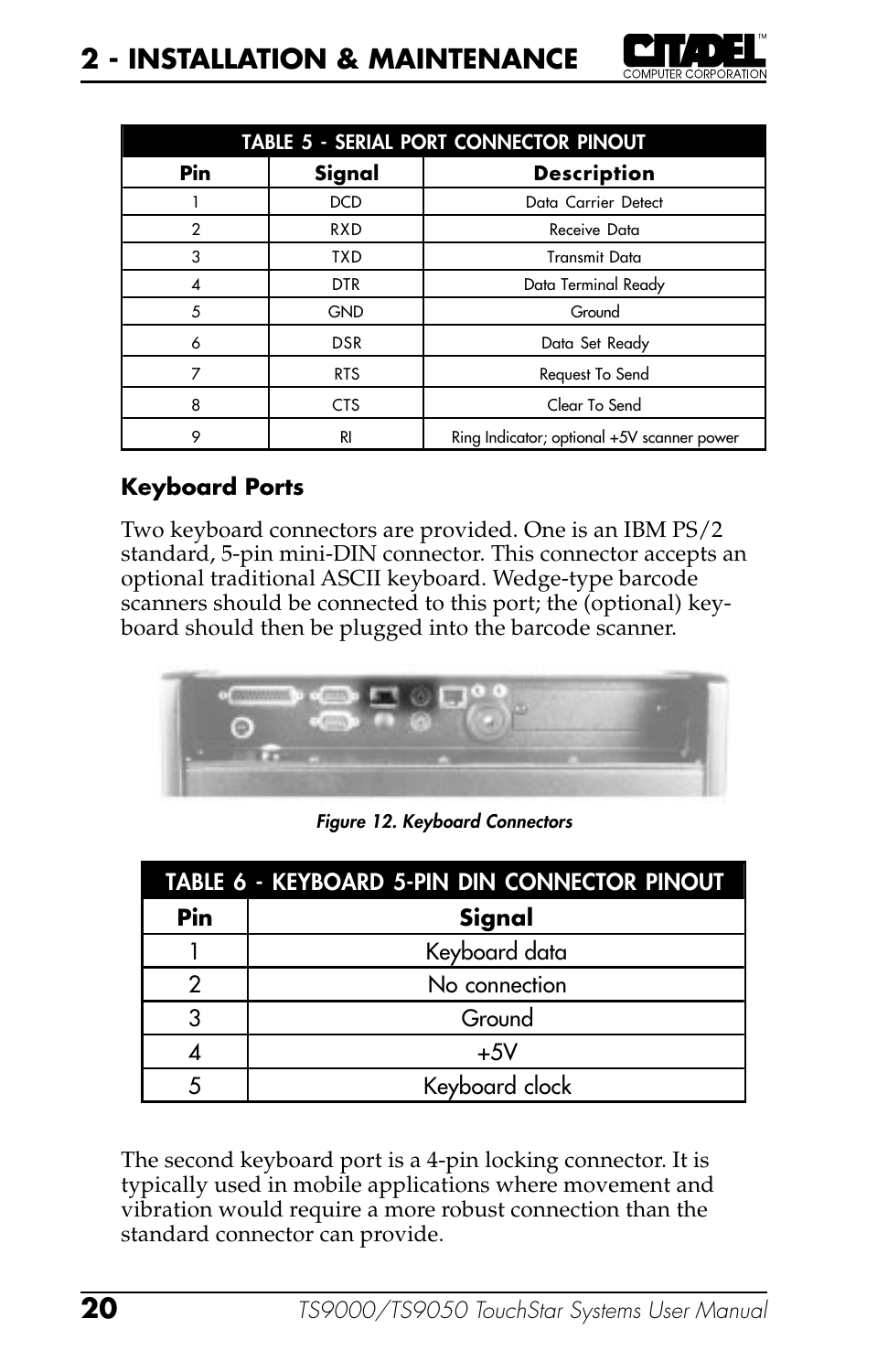| TABLE 5 - SERIAL PORT CONNECTOR PINOUT | | |
|---|---|---|
| **Pin** | **Signal** | **Description** |
| 1 | DCD | Data Carrier Detect |
| 2 | RXD | Receive Data |
| 3 | TXD | Transmit Data |
| 4 | DTR | Data Terminal Ready |
| 5 | GND | Ground |
| 6 | DSR | Data Set Ready |
| 7 | RTS | Request To Send |
| 8 | CTS | Clear To Send |
| 9 | RI | Ring Indicator; optional +5V scanner power |

### Keyboard Ports

Two keyboard connectors are provided. One is an IBM PS/2 standard, 5-pin mini-DIN connector. This connector accepts an optional traditional ASCII keyboard. Wedge-type barcode scanners should be connected to this port; the (optional) keyboard should then be plugged into the barcode scanner.

*Figure 12. Keyboard Connectors*

| TABLE 6 - KEYBOARD 5-PIN DIN CONNECTOR PINOUT | |
|---|---|
| **Pin** | **Signal** |
| 1 | Keyboard data |
| 2 | No connection |
| 3 | Ground |
| 4 | +5V |
| 5 | Keyboard clock |

The second keyboard port is a 4-pin locking connector. It is typically used in mobile applications where movement and vibration would require a more robust connection than the standard connector can provide.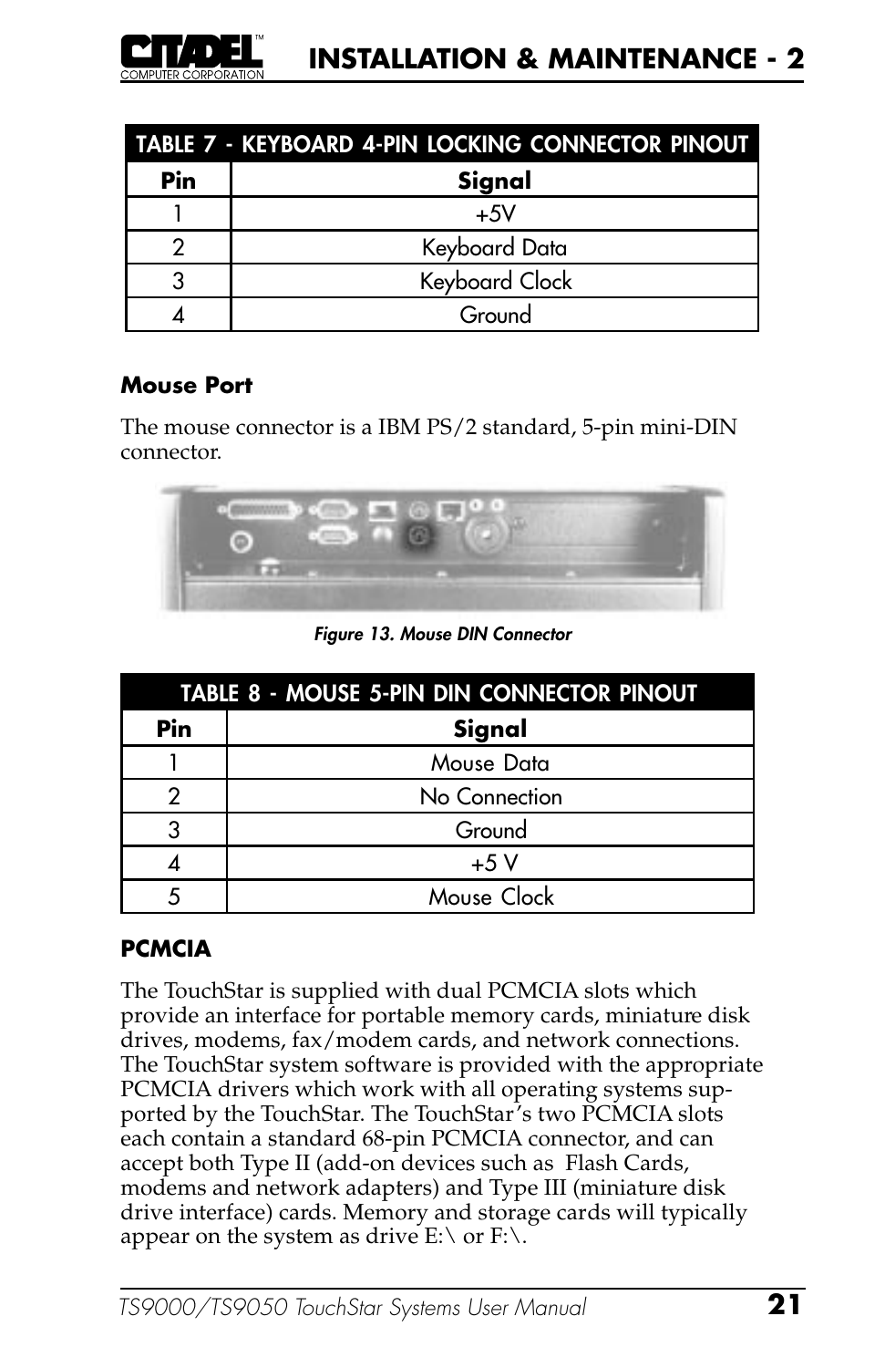| TABLE 7 - KEYBOARD 4-PIN LOCKING CONNECTOR PINOUT | |
|---|---|
| **Pin** | **Signal** |
| 1 | +5V |
| 2 | Keyboard Data |
| 3 | Keyboard Clock |
| 4 | Ground |

### Mouse Port

The mouse connector is a IBM PS/2 standard, 5-pin mini-DIN connector.

*Figure 13. Mouse DIN Connector*

| TABLE 8 - MOUSE 5-PIN DIN CONNECTOR PINOUT | |
|---|---|
| **Pin** | **Signal** |
| 1 | Mouse Data |
| 2 | No Connection |
| 3 | Ground |
| 4 | +5 V |
| 5 | Mouse Clock |

### PCMCIA

The TouchStar is supplied with dual PCMCIA slots which provide an interface for portable memory cards, miniature disk drives, modems, fax/modem cards, and network connections. The TouchStar system software is provided with the appropriate PCMCIA drivers which work with all operating systems supported by the TouchStar. The TouchStar's two PCMCIA slots each contain a standard 68-pin PCMCIA connector, and can accept both Type II (add-on devices such as Flash Cards, modems and network adapters) and Type III (miniature disk drive interface) cards. Memory and storage cards will typically appear on the system as drive E:\ or F:\.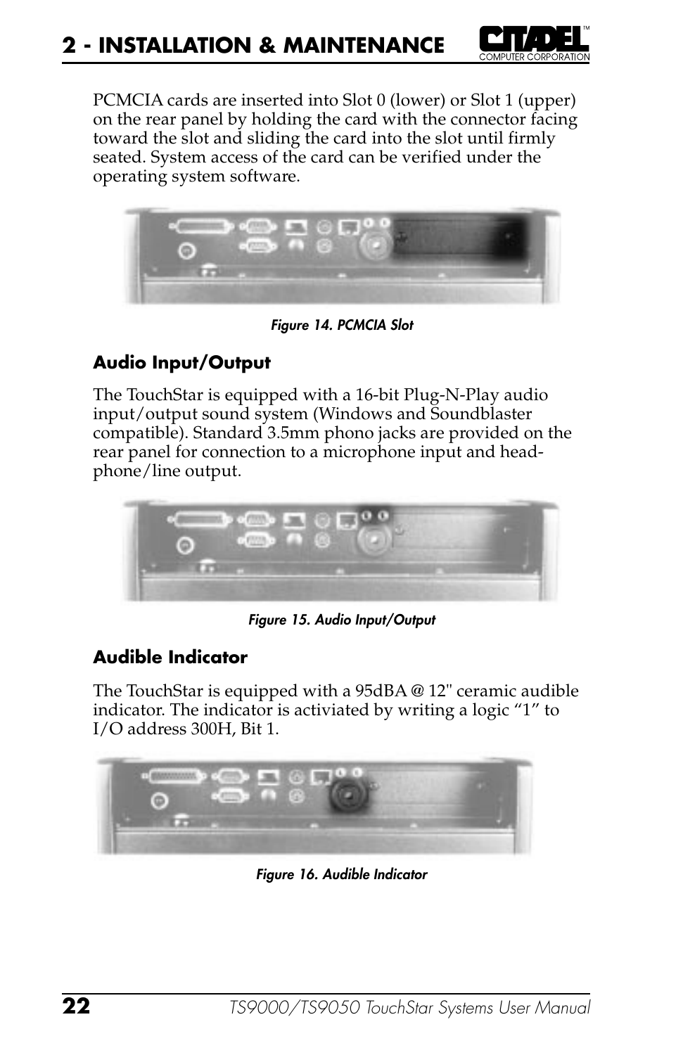PCMCIA cards are inserted into Slot 0 (lower) or Slot 1 (upper) on the rear panel by holding the card with the connector facing toward the slot and sliding the card into the slot until firmly seated. System access of the card can be verified under the operating system software.

*Figure 14. Pcmcia Slot*

### Audio Input/Output

The TouchStar is equipped with a 16-bit Plug-N-Play audio input/output sound system (Windows and Soundblaster compatible). Standard 3.5mm phono jacks are provided on the rear panel for connection to a microphone input and head-phone/line output.

*Figure 15. Audio Input/Output*

### Audible Indicator

The TouchStar is equipped with a 95dBA @ 12" ceramic audible indicator. The indicator is activiated by writing a logic “1” to I/O address 300H, Bit 1.

*Figure 16. Audible Indicator*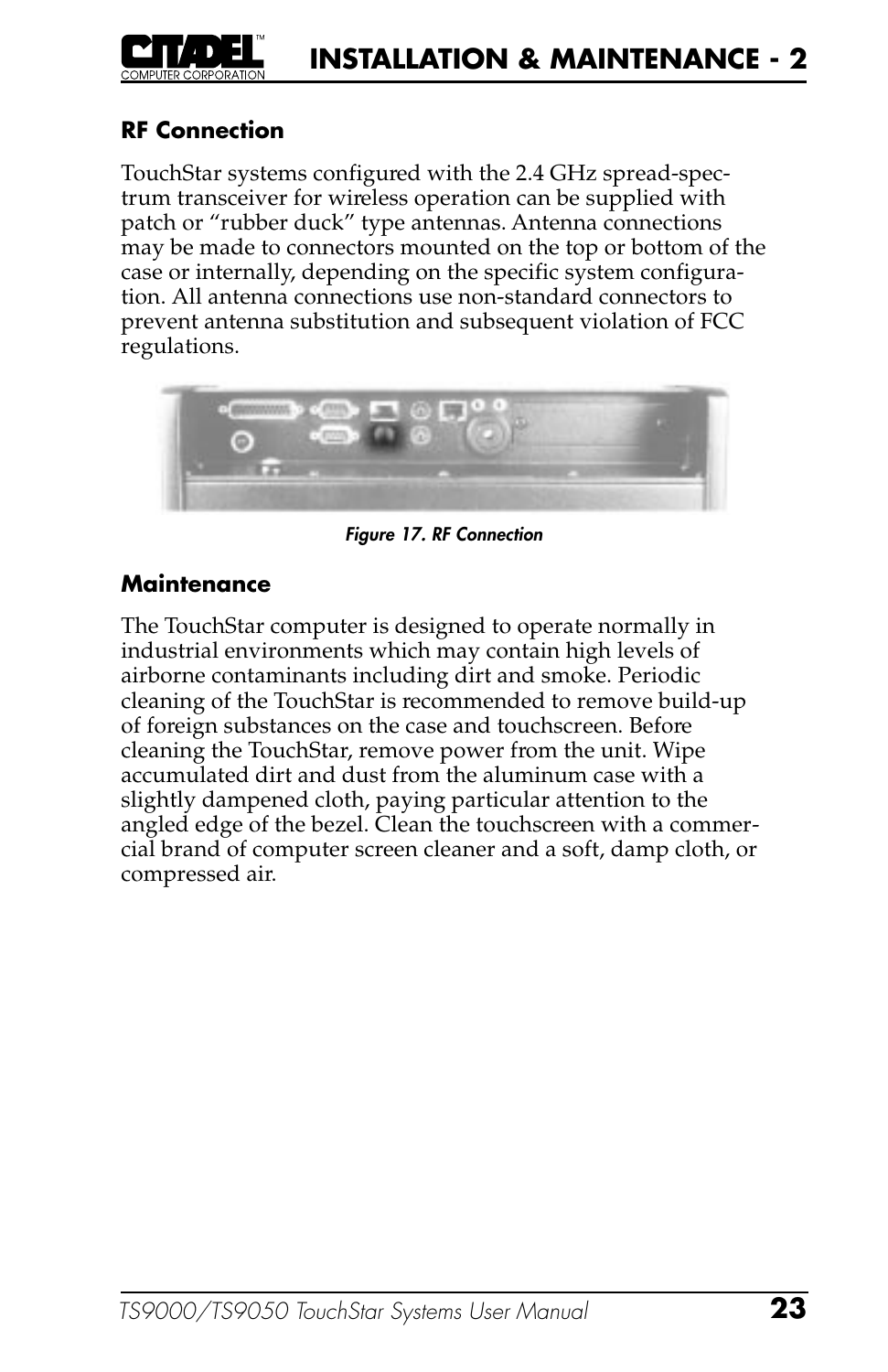## RF Connection

TouchStar systems configured with the 2.4 GHz spread-spectrum transceiver for wireless operation can be supplied with patch or "rubber duck" type antennas. Antenna connections may be made to connectors mounted on the top or bottom of the case or internally, depending on the specific system configuration. All antenna connections use non-standard connectors to prevent antenna substitution and subsequent violation of FCC regulations.

*Figure 17. RF Connection*

## Maintenance

The TouchStar computer is designed to operate normally in industrial environments which may contain high levels of airborne contaminants including dirt and smoke. Periodic cleaning of the TouchStar is recommended to remove build-up of foreign substances on the case and touchscreen. Before cleaning the TouchStar, remove power from the unit. Wipe accumulated dirt and dust from the aluminum case with a slightly dampened cloth, paying particular attention to the angled edge of the bezel. Clean the touchscreen with a commercial brand of computer screen cleaner and a soft, damp cloth, or compressed air.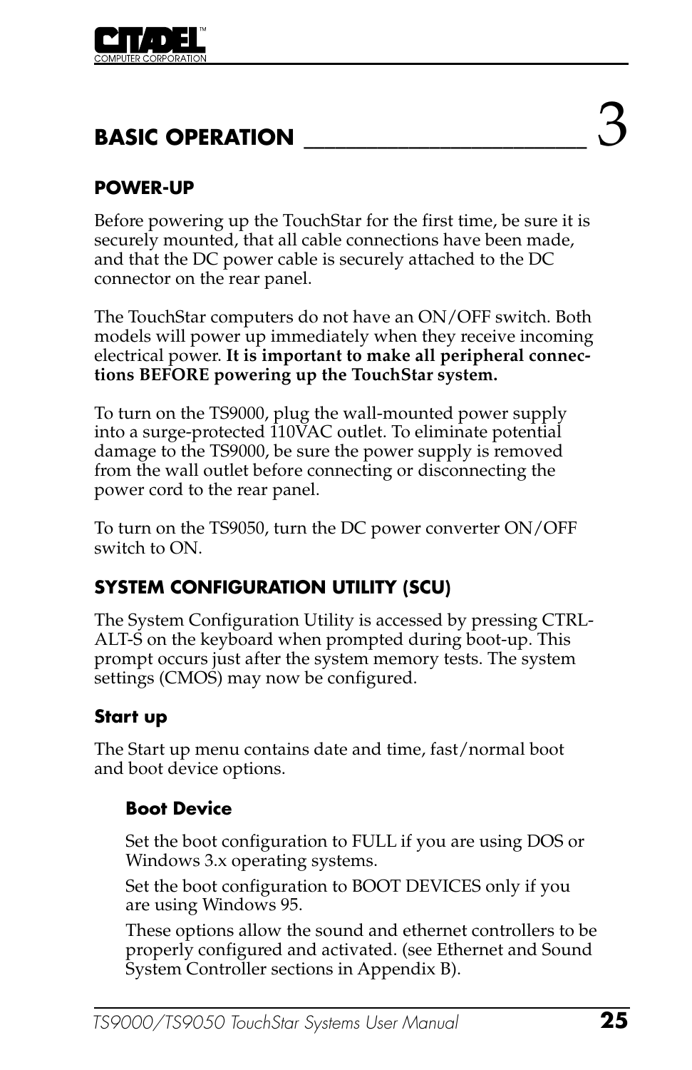# BASIC OPERATION 3

## POWER-UP

Before powering up the TouchStar for the first time, be sure it is securely mounted, that all cable connections have been made, and that the DC power cable is securely attached to the DC connector on the rear panel.

The TouchStar computers do not have an ON/OFF switch. Both models will power up immediately when they receive incoming electrical power. **It is important to make all peripheral connections BEFORE powering up the TouchStar system.**

To turn on the TS9000, plug the wall-mounted power supply into a surge-protected 110VAC outlet. To eliminate potential damage to the TS9000, be sure the power supply is removed from the wall outlet before connecting or disconnecting the power cord to the rear panel.

To turn on the TS9050, turn the DC power converter ON/OFF switch to ON.

## SYSTEM CONFIGURATION UTILITY (SCU)

The System Configuration Utility is accessed by pressing CTRL-ALT-S on the keyboard when prompted during boot-up. This prompt occurs just after the system memory tests. The system settings (CMOS) may now be configured.

### Start up

The Start up menu contains date and time, fast/normal boot and boot device options.

#### Boot Device

Set the boot configuration to FULL if you are using DOS or Windows 3.x operating systems.

Set the boot configuration to BOOT DEVICES only if you are using Windows 95.

These options allow the sound and ethernet controllers to be properly configured and activated. (see Ethernet and Sound System Controller sections in Appendix B).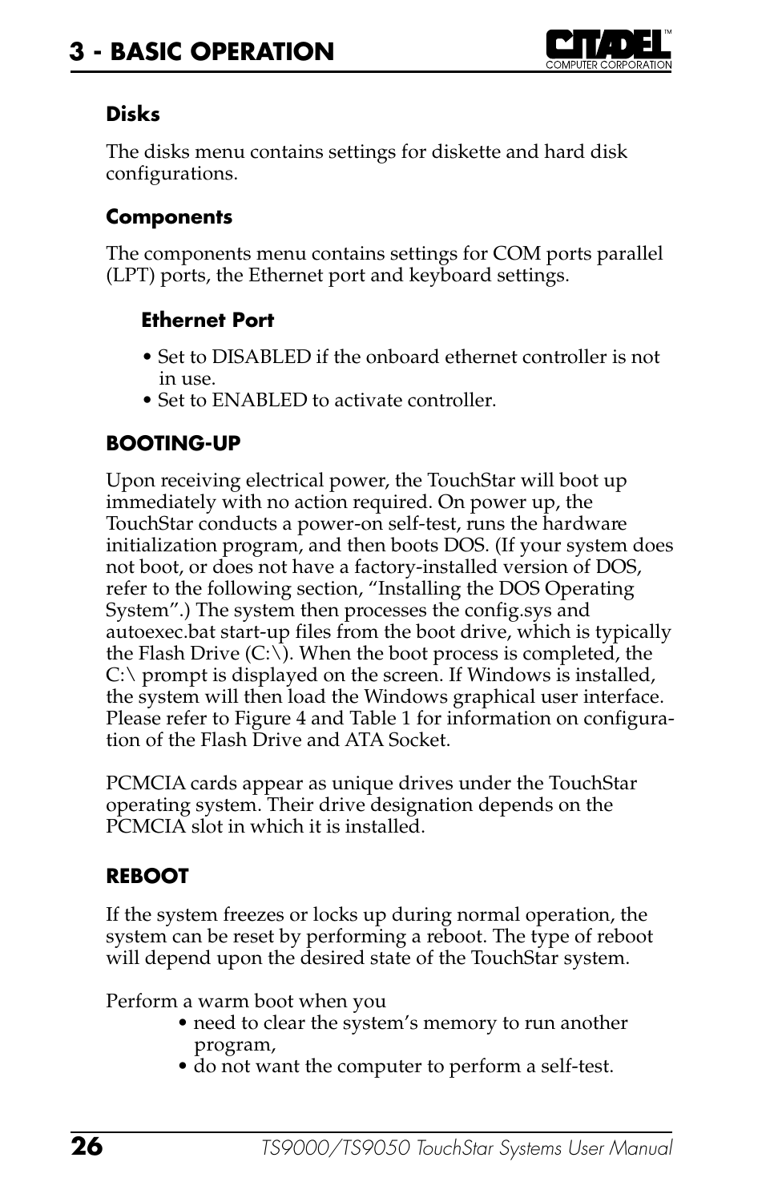### Disks

The disks menu contains settings for diskette and hard disk configurations.

### Components

The components menu contains settings for COM ports parallel (LPT) ports, the Ethernet port and keyboard settings.

#### Ethernet Port

- Set to DISABLED if the onboard ethernet controller is not in use.
- Set to ENABLED to activate controller.

## BOOTING-UP

Upon receiving electrical power, the TouchStar will boot up immediately with no action required. On power up, the TouchStar conducts a power-on self-test, runs the hardware initialization program, and then boots DOS. (If your system does not boot, or does not have a factory-installed version of DOS, refer to the following section, "Installing the DOS Operating System".) The system then processes the config.sys and autoexec.bat start-up files from the boot drive, which is typically the Flash Drive (C:\). When the boot process is completed, the C:\ prompt is displayed on the screen. If Windows is installed, the system will then load the Windows graphical user interface. Please refer to Figure 4 and Table 1 for information on configuration of the Flash Drive and ATA Socket.

PCMCIA cards appear as unique drives under the TouchStar operating system. Their drive designation depends on the PCMCIA slot in which it is installed.

## REBOOT

If the system freezes or locks up during normal operation, the system can be reset by performing a reboot. The type of reboot will depend upon the desired state of the TouchStar system.

Perform a warm boot when you

- need to clear the system's memory to run another program,
- do not want the computer to perform a self-test.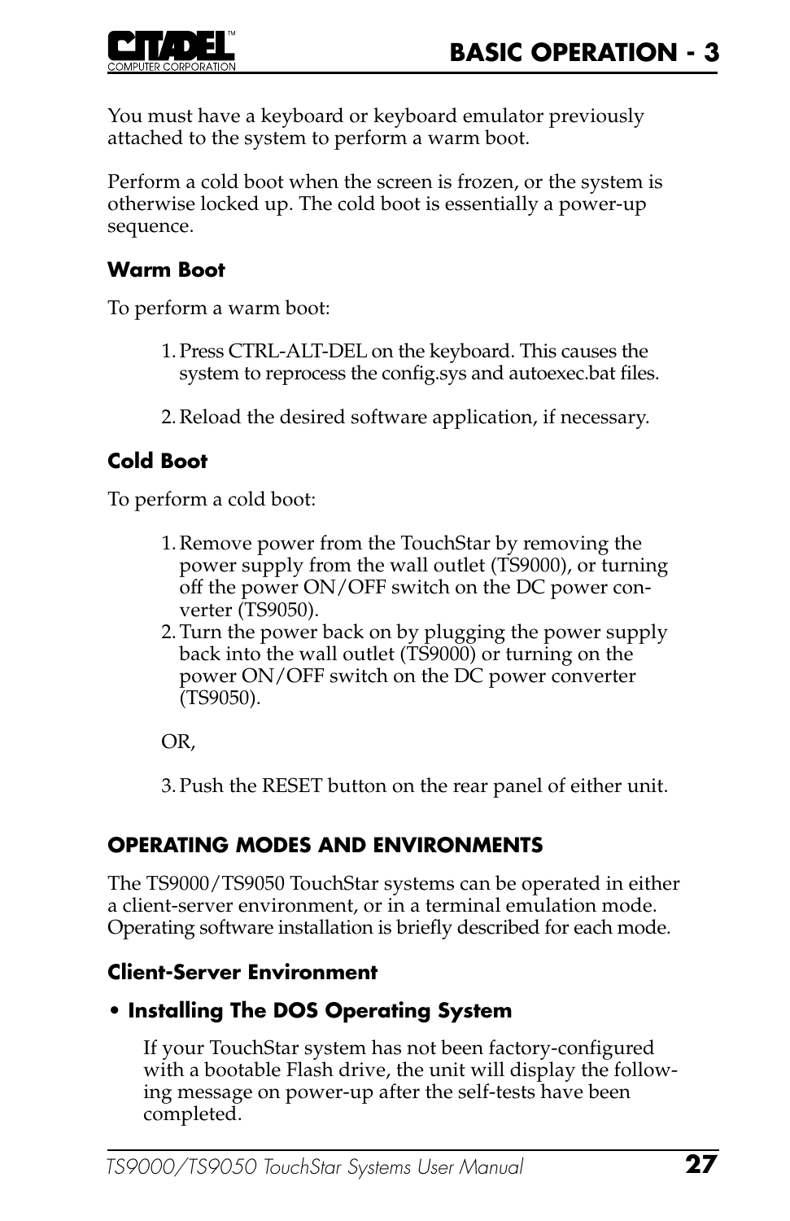You must have a keyboard or keyboard emulator previously attached to the system to perform a warm boot.

Perform a cold boot when the screen is frozen, or the system is otherwise locked up. The cold boot is essentially a power-up sequence.

### Warm Boot

To perform a warm boot:

1. Press CTRL-ALT-DEL on the keyboard. This causes the system to reprocess the config.sys and autoexec.bat files.

2. Reload the desired software application, if necessary.

### Cold Boot

To perform a cold boot:

1. Remove power from the TouchStar by removing the power supply from the wall outlet (TS9000), or turning off the power ON/OFF switch on the DC power converter (TS9050).
2. Turn the power back on by plugging the power supply back into the wall outlet (TS9000) or turning on the power ON/OFF switch on the DC power converter (TS9050).

OR,

3. Push the RESET button on the rear panel of either unit.

## OPERATING MODES AND ENVIRONMENTS

The TS9000/TS9050 TouchStar systems can be operated in either a client-server environment, or in a terminal emulation mode. Operating software installation is briefly described for each mode.

### Client-Server Environment

- **Installing The DOS Operating System**

If your TouchStar system has not been factory-configured with a bootable Flash drive, the unit will display the following message on power-up after the self-tests have been completed.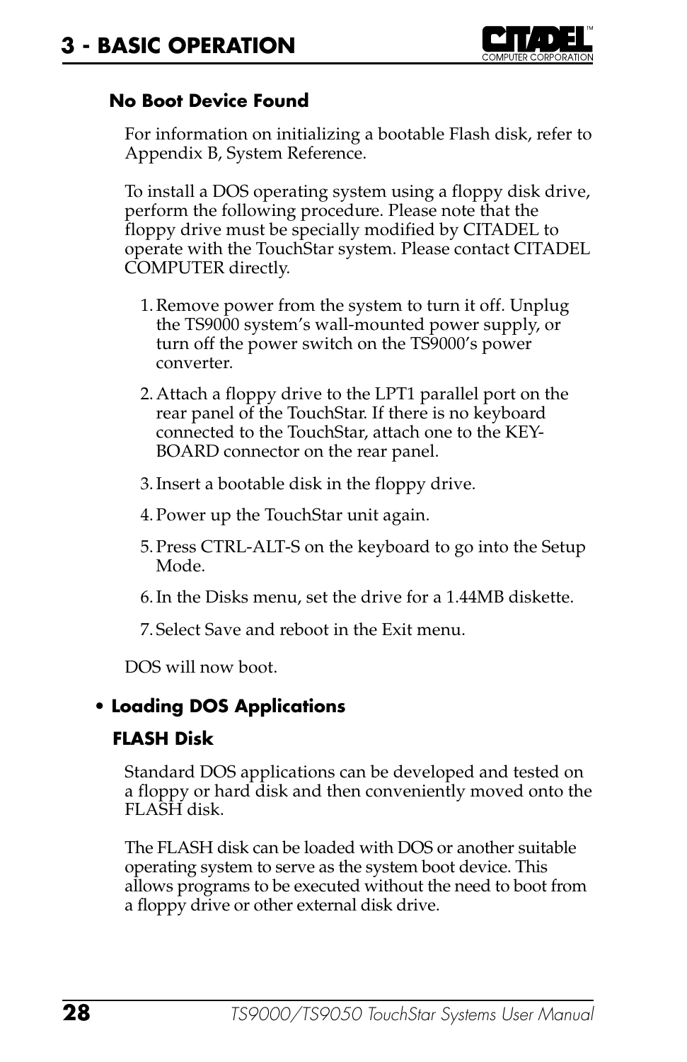### No Boot Device Found

For information on initializing a bootable Flash disk, refer to Appendix B, System Reference.

To install a DOS operating system using a floppy disk drive, perform the following procedure. Please note that the floppy drive must be specially modified by CITADEL to operate with the TouchStar system. Please contact CITADEL COMPUTER directly.

1. Remove power from the system to turn it off. Unplug the TS9000 system's wall-mounted power supply, or turn off the power switch on the TS9000's power converter.
2. Attach a floppy drive to the LPT1 parallel port on the rear panel of the TouchStar. If there is no keyboard connected to the TouchStar, attach one to the KEYBOARD connector on the rear panel.
3. Insert a bootable disk in the floppy drive.
4. Power up the TouchStar unit again.
5. Press CTRL-ALT-S on the keyboard to go into the Setup Mode.
6. In the Disks menu, set the drive for a 1.44MB diskette.
7. Select Save and reboot in the Exit menu.

DOS will now boot.

- **Loading DOS Applications**

### FLASH Disk

Standard DOS applications can be developed and tested on a floppy or hard disk and then conveniently moved onto the FLASH disk.

The FLASH disk can be loaded with DOS or another suitable operating system to serve as the system boot device. This allows programs to be executed without the need to boot from a floppy drive or other external disk drive.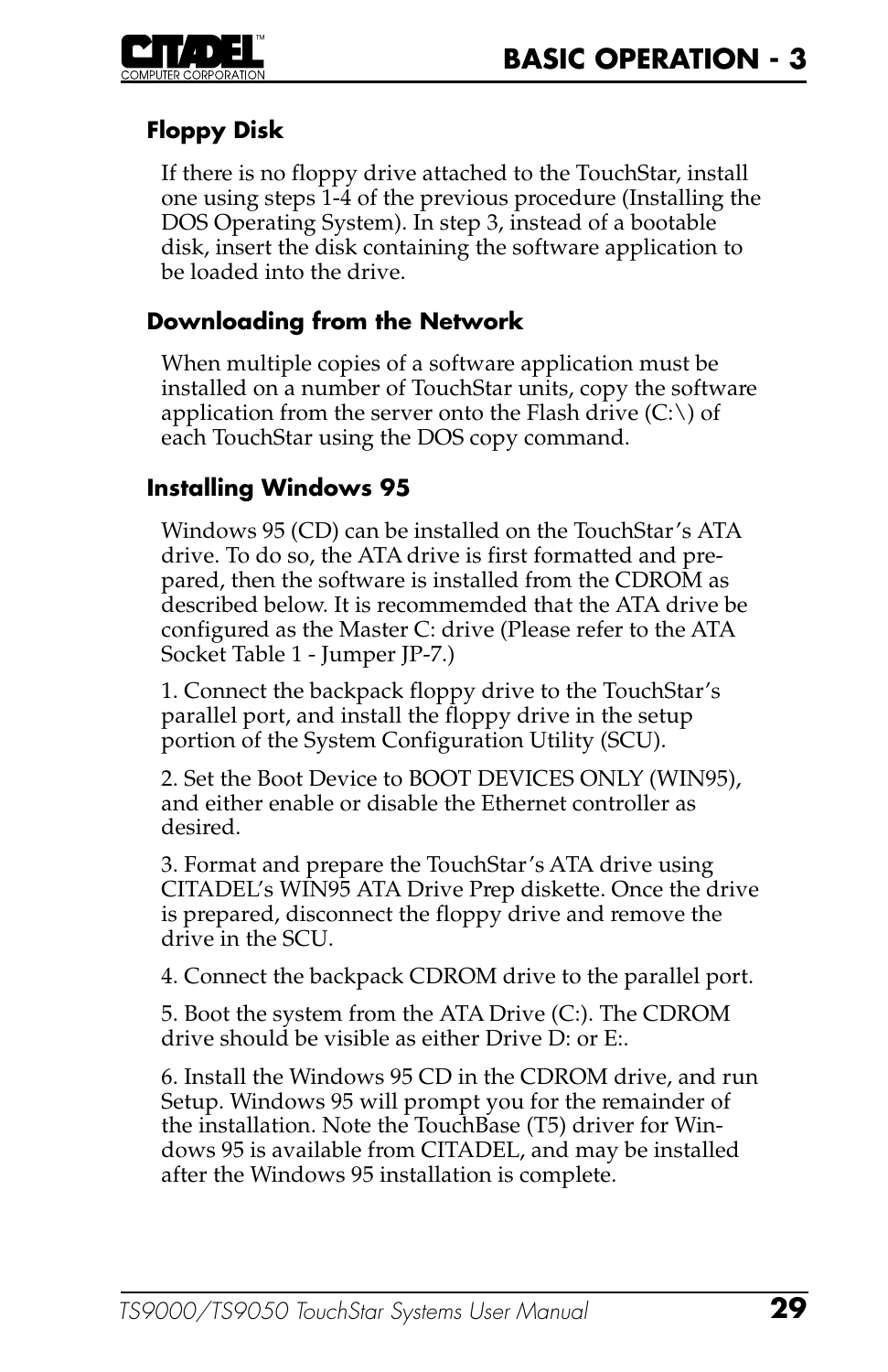### Floppy Disk

If there is no floppy drive attached to the TouchStar, install one using steps 1-4 of the previous procedure (Installing the DOS Operating System). In step 3, instead of a bootable disk, insert the disk containing the software application to be loaded into the drive.

### Downloading from the Network

When multiple copies of a software application must be installed on a number of TouchStar units, copy the software application from the server onto the Flash drive (C:\) of each TouchStar using the DOS copy command.

### Installing Windows 95

Windows 95 (CD) can be installed on the TouchStar's ATA drive. To do so, the ATA drive is first formatted and prepared, then the software is installed from the CDROM as described below. It is recommemded that the ATA drive be configured as the Master C: drive (Please refer to the ATA Socket Table 1 - Jumper JP-7.)

1. Connect the backpack floppy drive to the TouchStar's parallel port, and install the floppy drive in the setup portion of the System Configuration Utility (SCU).

2. Set the Boot Device to BOOT DEVICES ONLY (WIN95), and either enable or disable the Ethernet controller as desired.

3. Format and prepare the TouchStar's ATA drive using CITADEL's WIN95 ATA Drive Prep diskette. Once the drive is prepared, disconnect the floppy drive and remove the drive in the SCU.

4. Connect the backpack CDROM drive to the parallel port.

5. Boot the system from the ATA Drive (C:). The CDROM drive should be visible as either Drive D: or E:.

6. Install the Windows 95 CD in the CDROM drive, and run Setup. Windows 95 will prompt you for the remainder of the installation. Note the TouchBase (T5) driver for Windows 95 is available from CITADEL, and may be installed after the Windows 95 installation is complete.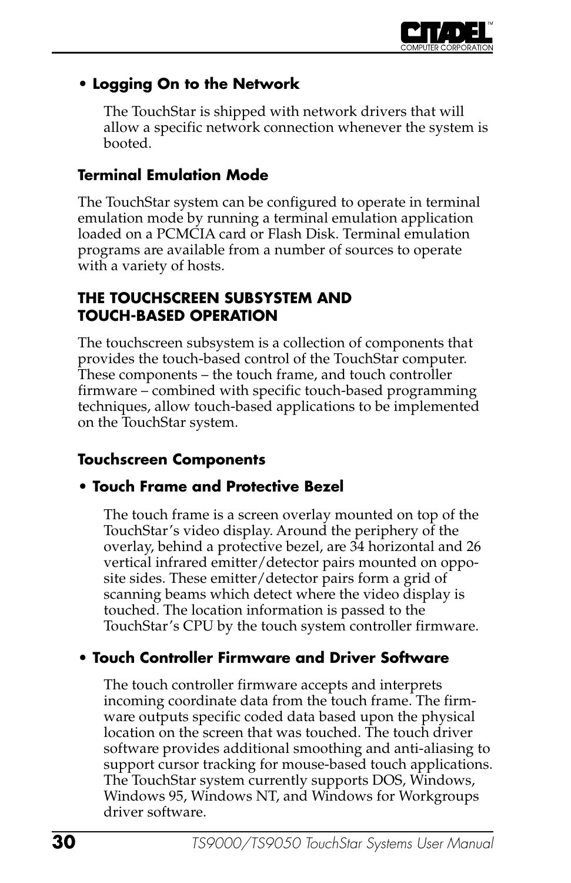- **Logging On to the Network**

  The TouchStar is shipped with network drivers that will allow a specific network connection whenever the system is booted.

### Terminal Emulation Mode

The TouchStar system can be configured to operate in terminal emulation mode by running a terminal emulation application loaded on a PCMCIA card or Flash Disk. Terminal emulation programs are available from a number of sources to operate with a variety of hosts.

## THE TOUCHSCREEN SUBSYSTEM AND TOUCH-BASED OPERATION

The touchscreen subsystem is a collection of components that provides the touch-based control of the TouchStar computer. These components – the touch frame, and touch controller firmware – combined with specific touch-based programming techniques, allow touch-based applications to be implemented on the TouchStar system.

### Touchscreen Components

- **Touch Frame and Protective Bezel**

  The touch frame is a screen overlay mounted on top of the TouchStar's video display. Around the periphery of the overlay, behind a protective bezel, are 34 horizontal and 26 vertical infrared emitter/detector pairs mounted on opposite sides. These emitter/detector pairs form a grid of scanning beams which detect where the video display is touched. The location information is passed to the TouchStar's CPU by the touch system controller firmware.

- **Touch Controller Firmware and Driver Software**

  The touch controller firmware accepts and interprets incoming coordinate data from the touch frame. The firmware outputs specific coded data based upon the physical location on the screen that was touched. The touch driver software provides additional smoothing and anti-aliasing to support cursor tracking for mouse-based touch applications. The TouchStar system currently supports DOS, Windows, Windows 95, Windows NT, and Windows for Workgroups driver software.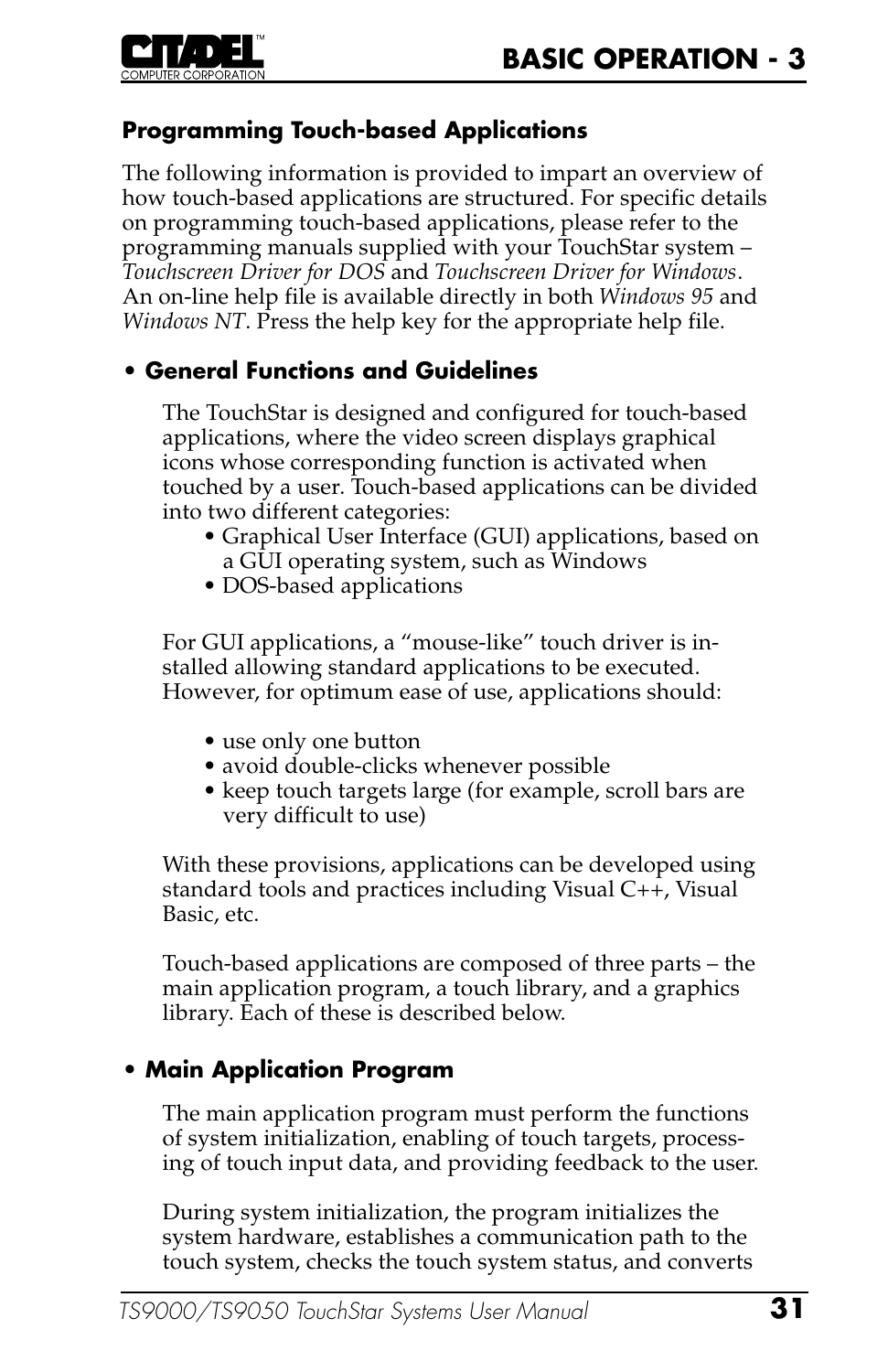## Programming Touch-based Applications

The following information is provided to impart an overview of how touch-based applications are structured. For specific details on programming touch-based applications, please refer to the programming manuals supplied with your TouchStar system – *Touchscreen Driver for DOS* and *Touchscreen Driver for Windows*. An on-line help file is available directly in both *Windows 95* and *Windows NT*. Press the help key for the appropriate help file.

### • General Functions and Guidelines

The TouchStar is designed and configured for touch-based applications, where the video screen displays graphical icons whose corresponding function is activated when touched by a user. Touch-based applications can be divided into two different categories:

- Graphical User Interface (GUI) applications, based on a GUI operating system, such as Windows
- DOS-based applications

For GUI applications, a "mouse-like" touch driver is installed allowing standard applications to be executed. However, for optimum ease of use, applications should:

- use only one button
- avoid double-clicks whenever possible
- keep touch targets large (for example, scroll bars are very difficult to use)

With these provisions, applications can be developed using standard tools and practices including Visual C++, Visual Basic, etc.

Touch-based applications are composed of three parts – the main application program, a touch library, and a graphics library. Each of these is described below.

### • Main Application Program

The main application program must perform the functions of system initialization, enabling of touch targets, processing of touch input data, and providing feedback to the user.

During system initialization, the program initializes the system hardware, establishes a communication path to the touch system, checks the touch system status, and converts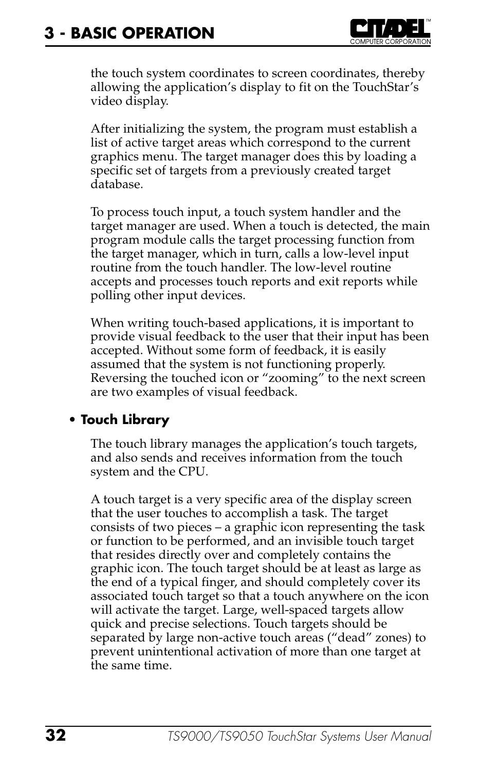the touch system coordinates to screen coordinates, thereby allowing the application's display to fit on the TouchStar's video display.

After initializing the system, the program must establish a list of active target areas which correspond to the current graphics menu. The target manager does this by loading a specific set of targets from a previously created target database.

To process touch input, a touch system handler and the target manager are used. When a touch is detected, the main program module calls the target processing function from the target manager, which in turn, calls a low-level input routine from the touch handler. The low-level routine accepts and processes touch reports and exit reports while polling other input devices.

When writing touch-based applications, it is important to provide visual feedback to the user that their input has been accepted. Without some form of feedback, it is easily assumed that the system is not functioning properly. Reversing the touched icon or "zooming" to the next screen are two examples of visual feedback.

- **Touch Library**

The touch library manages the application's touch targets, and also sends and receives information from the touch system and the CPU.

A touch target is a very specific area of the display screen that the user touches to accomplish a task. The target consists of two pieces – a graphic icon representing the task or function to be performed, and an invisible touch target that resides directly over and completely contains the graphic icon. The touch target should be at least as large as the end of a typical finger, and should completely cover its associated touch target so that a touch anywhere on the icon will activate the target. Large, well-spaced targets allow quick and precise selections. Touch targets should be separated by large non-active touch areas ("dead" zones) to prevent unintentional activation of more than one target at the same time.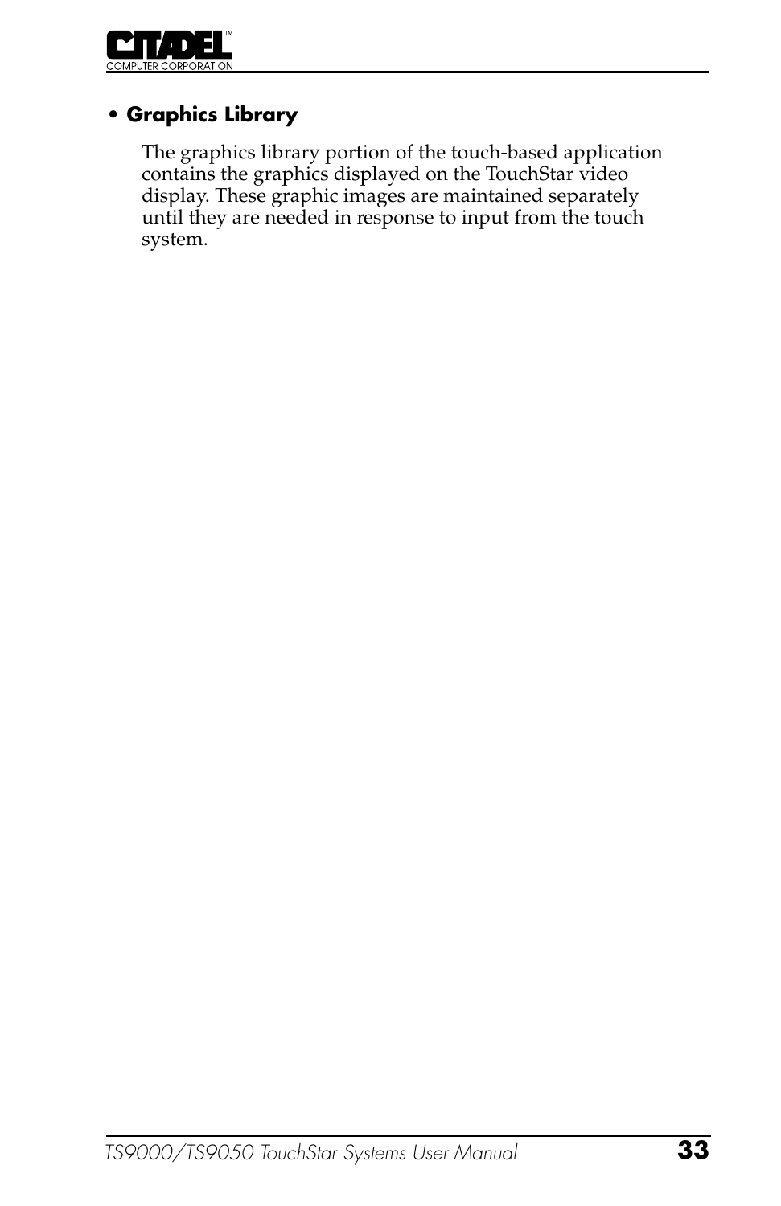- **Graphics Library**

  The graphics library portion of the touch-based application contains the graphics displayed on the TouchStar video display. These graphic images are maintained separately until they are needed in response to input from the touch system.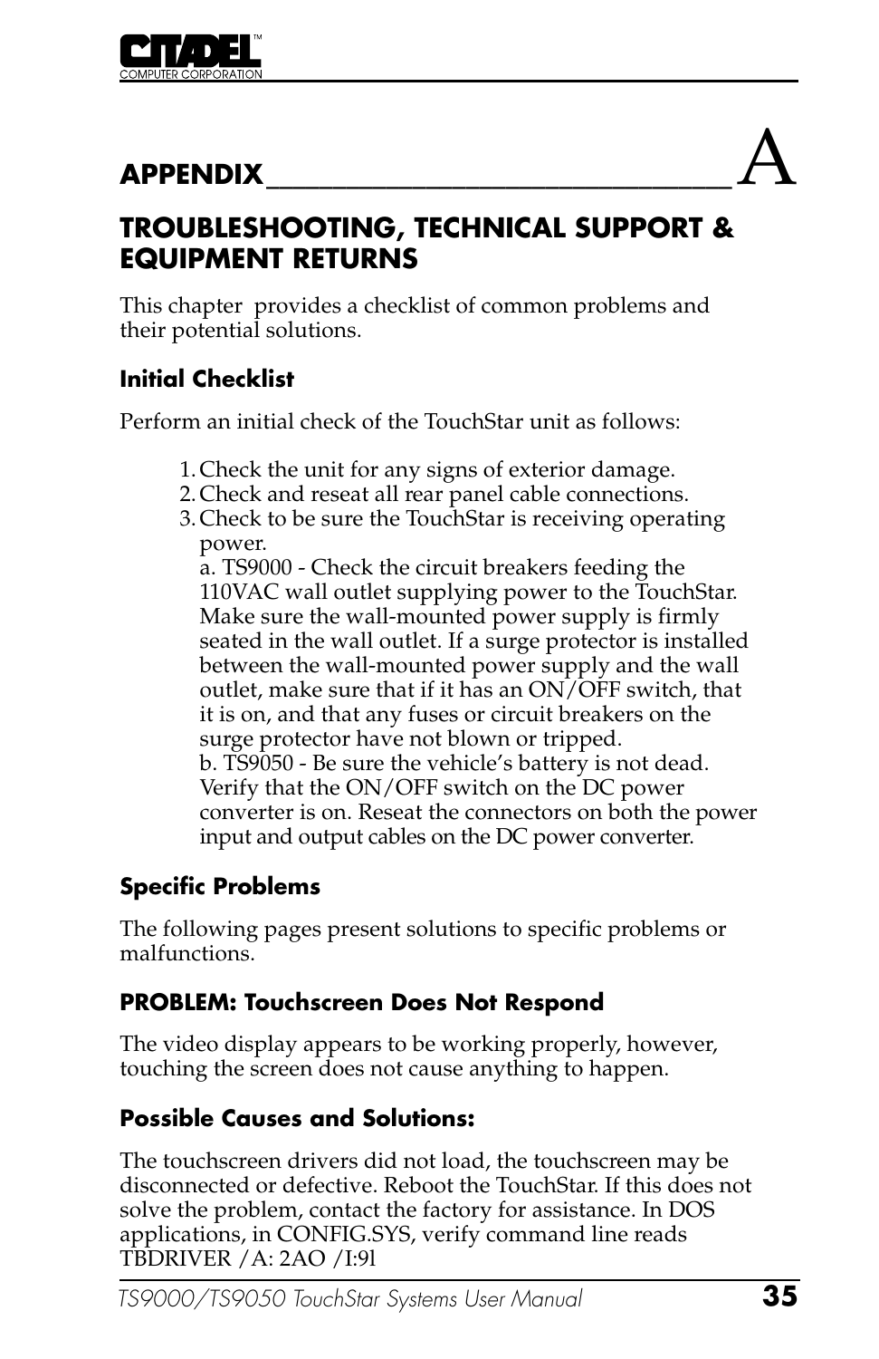# APPENDIX A

# TROUBLESHOOTING, TECHNICAL SUPPORT & EQUIPMENT RETURNS

This chapter provides a checklist of common problems and their potential solutions.

### Initial Checklist

Perform an initial check of the TouchStar unit as follows:

1. Check the unit for any signs of exterior damage.
2. Check and reseat all rear panel cable connections.
3. Check to be sure the TouchStar is receiving operating power.
   a. TS9000 - Check the circuit breakers feeding the 110VAC wall outlet supplying power to the TouchStar. Make sure the wall-mounted power supply is firmly seated in the wall outlet. If a surge protector is installed between the wall-mounted power supply and the wall outlet, make sure that if it has an ON/OFF switch, that it is on, and that any fuses or circuit breakers on the surge protector have not blown or tripped.
   b. TS9050 - Be sure the vehicle's battery is not dead. Verify that the ON/OFF switch on the DC power converter is on. Reseat the connectors on both the power input and output cables on the DC power converter.

### Specific Problems

The following pages present solutions to specific problems or malfunctions.

### PROBLEM: Touchscreen Does Not Respond

The video display appears to be working properly, however, touching the screen does not cause anything to happen.

### Possible Causes and Solutions:

The touchscreen drivers did not load, the touchscreen may be disconnected or defective. Reboot the TouchStar. If this does not solve the problem, contact the factory for assistance. In DOS applications, in CONFIG.SYS, verify command line reads TBDRIVER /A: 2AO /I:9l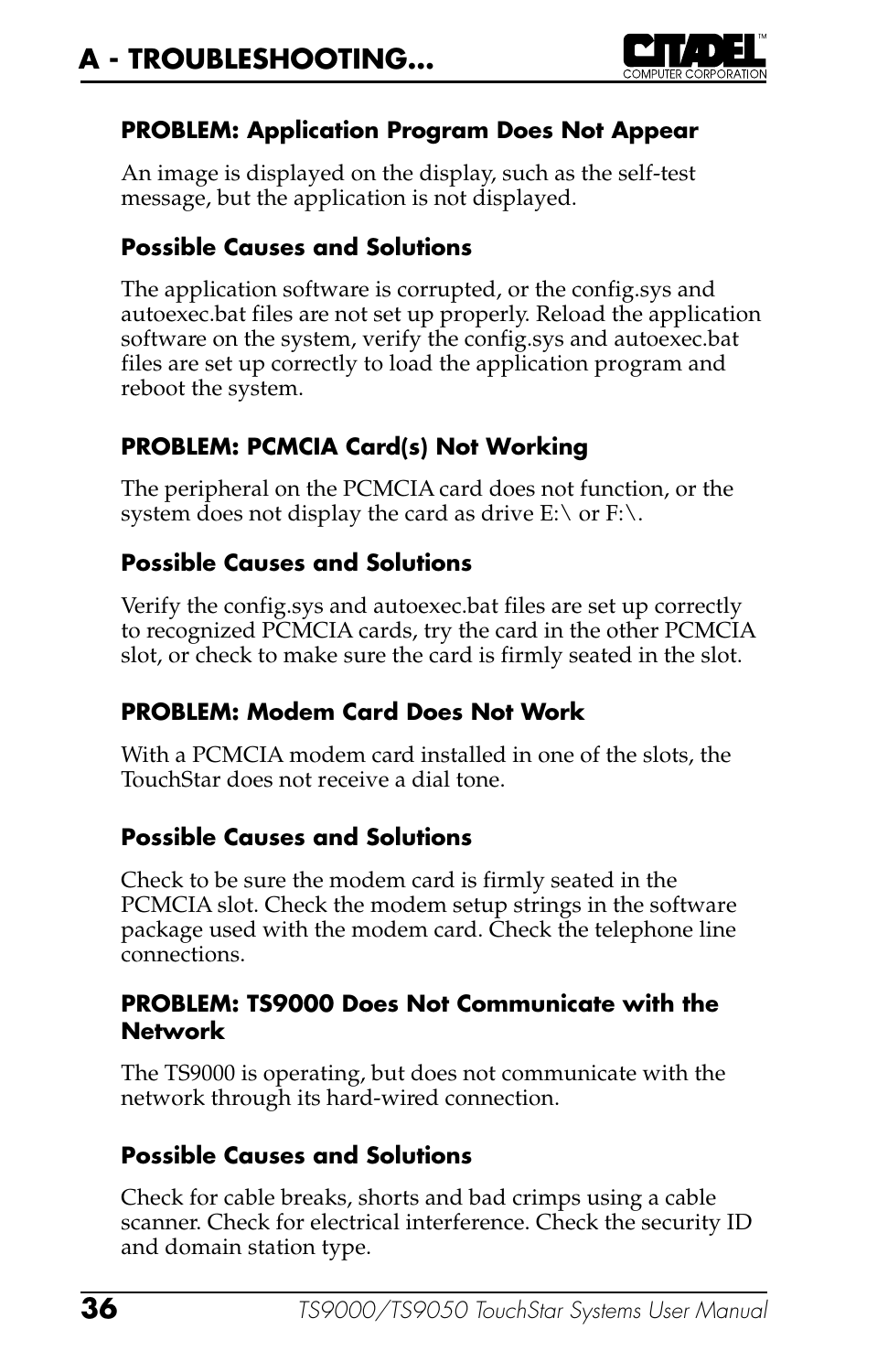#### PROBLEM: Application Program Does Not Appear

An image is displayed on the display, such as the self-test message, but the application is not displayed.

#### Possible Causes and Solutions

The application software is corrupted, or the config.sys and autoexec.bat files are not set up properly. Reload the application software on the system, verify the config.sys and autoexec.bat files are set up correctly to load the application program and reboot the system.

#### PROBLEM: PCMCIA Card(s) Not Working

The peripheral on the PCMCIA card does not function, or the system does not display the card as drive E:\ or F:\.

#### Possible Causes and Solutions

Verify the config.sys and autoexec.bat files are set up correctly to recognized PCMCIA cards, try the card in the other PCMCIA slot, or check to make sure the card is firmly seated in the slot.

#### PROBLEM: Modem Card Does Not Work

With a PCMCIA modem card installed in one of the slots, the TouchStar does not receive a dial tone.

#### Possible Causes and Solutions

Check to be sure the modem card is firmly seated in the PCMCIA slot. Check the modem setup strings in the software package used with the modem card. Check the telephone line connections.

#### PROBLEM: TS9000 Does Not Communicate with the Network

The TS9000 is operating, but does not communicate with the network through its hard-wired connection.

#### Possible Causes and Solutions

Check for cable breaks, shorts and bad crimps using a cable scanner. Check for electrical interference. Check the security ID and domain station type.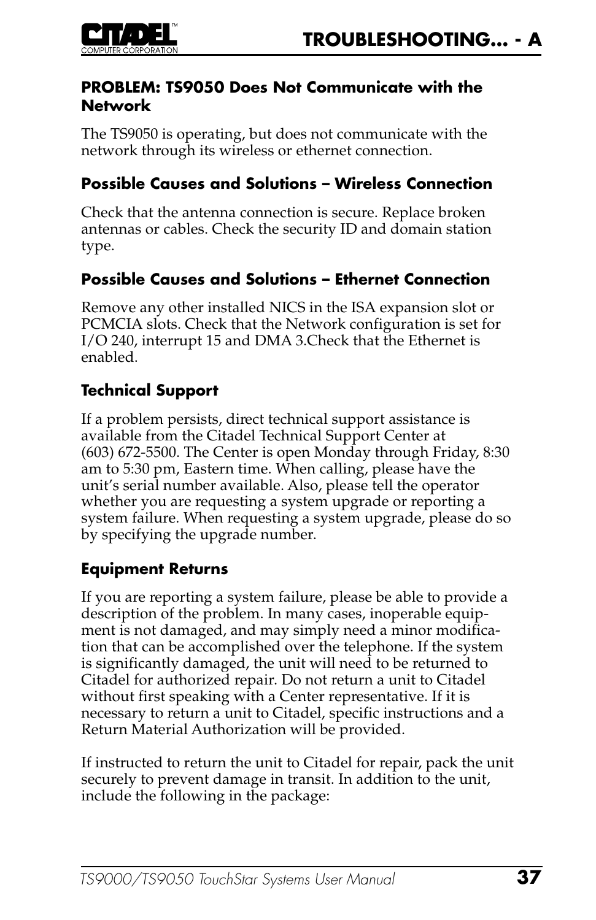### PROBLEM: TS9050 Does Not Communicate with the Network

The TS9050 is operating, but does not communicate with the network through its wireless or ethernet connection.

### Possible Causes and Solutions – Wireless Connection

Check that the antenna connection is secure. Replace broken antennas or cables. Check the security ID and domain station type.

### Possible Causes and Solutions – Ethernet Connection

Remove any other installed NICS in the ISA expansion slot or PCMCIA slots. Check that the Network configuration is set for I/O 240, interrupt 15 and DMA 3.Check that the Ethernet is enabled.

### Technical Support

If a problem persists, direct technical support assistance is available from the Citadel Technical Support Center at (603) 672-5500. The Center is open Monday through Friday, 8:30 am to 5:30 pm, Eastern time. When calling, please have the unit's serial number available. Also, please tell the operator whether you are requesting a system upgrade or reporting a system failure. When requesting a system upgrade, please do so by specifying the upgrade number.

### Equipment Returns

If you are reporting a system failure, please be able to provide a description of the problem. In many cases, inoperable equipment is not damaged, and may simply need a minor modification that can be accomplished over the telephone. If the system is significantly damaged, the unit will need to be returned to Citadel for authorized repair. Do not return a unit to Citadel without first speaking with a Center representative. If it is necessary to return a unit to Citadel, specific instructions and a Return Material Authorization will be provided.

If instructed to return the unit to Citadel for repair, pack the unit securely to prevent damage in transit. In addition to the unit, include the following in the package: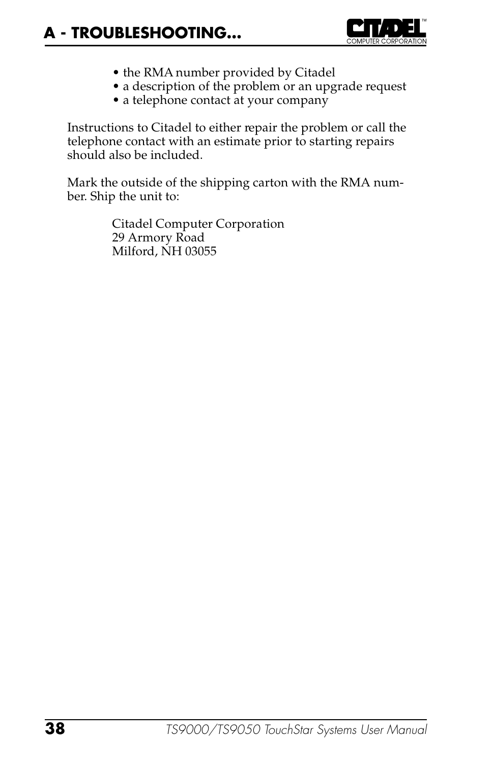- the RMA number provided by Citadel
- a description of the problem or an upgrade request
- a telephone contact at your company

Instructions to Citadel to either repair the problem or call the telephone contact with an estimate prior to starting repairs should also be included.

Mark the outside of the shipping carton with the RMA number. Ship the unit to:

Citadel Computer Corporation
29 Armory Road
Milford, NH 03055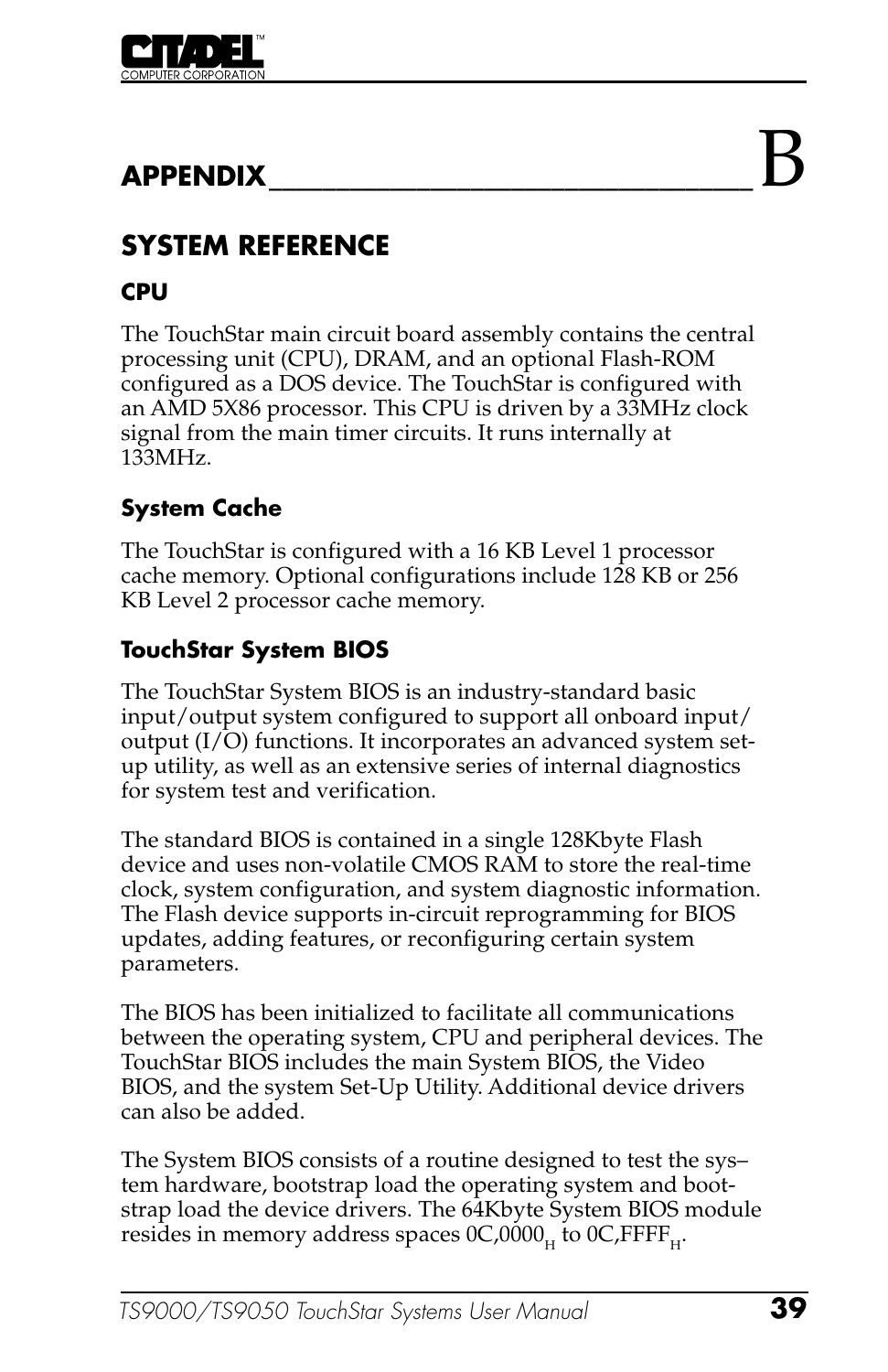# APPENDIX B

## SYSTEM REFERENCE

### CPU

The TouchStar main circuit board assembly contains the central processing unit (CPU), DRAM, and an optional Flash-ROM configured as a DOS device. The TouchStar is configured with an AMD 5X86 processor. This CPU is driven by a 33MHz clock signal from the main timer circuits. It runs internally at 133MHz.

### System Cache

The TouchStar is configured with a 16 KB Level 1 processor cache memory. Optional configurations include 128 KB or 256 KB Level 2 processor cache memory.

### TouchStar System BIOS

The TouchStar System BIOS is an industry-standard basic input/output system configured to support all onboard input/output (I/O) functions. It incorporates an advanced system set-up utility, as well as an extensive series of internal diagnostics for system test and verification.

The standard BIOS is contained in a single 128Kbyte Flash device and uses non-volatile CMOS RAM to store the real-time clock, system configuration, and system diagnostic information. The Flash device supports in-circuit reprogramming for BIOS updates, adding features, or reconfiguring certain system parameters.

The BIOS has been initialized to facilitate all communications between the operating system, CPU and peripheral devices. The TouchStar BIOS includes the main System BIOS, the Video BIOS, and the system Set-Up Utility. Additional device drivers can also be added.

The System BIOS consists of a routine designed to test the system hardware, bootstrap load the operating system and bootstrap load the device drivers. The 64Kbyte System BIOS module resides in memory address spaces $0C,0000_H$ to $0C,FFFF_H$.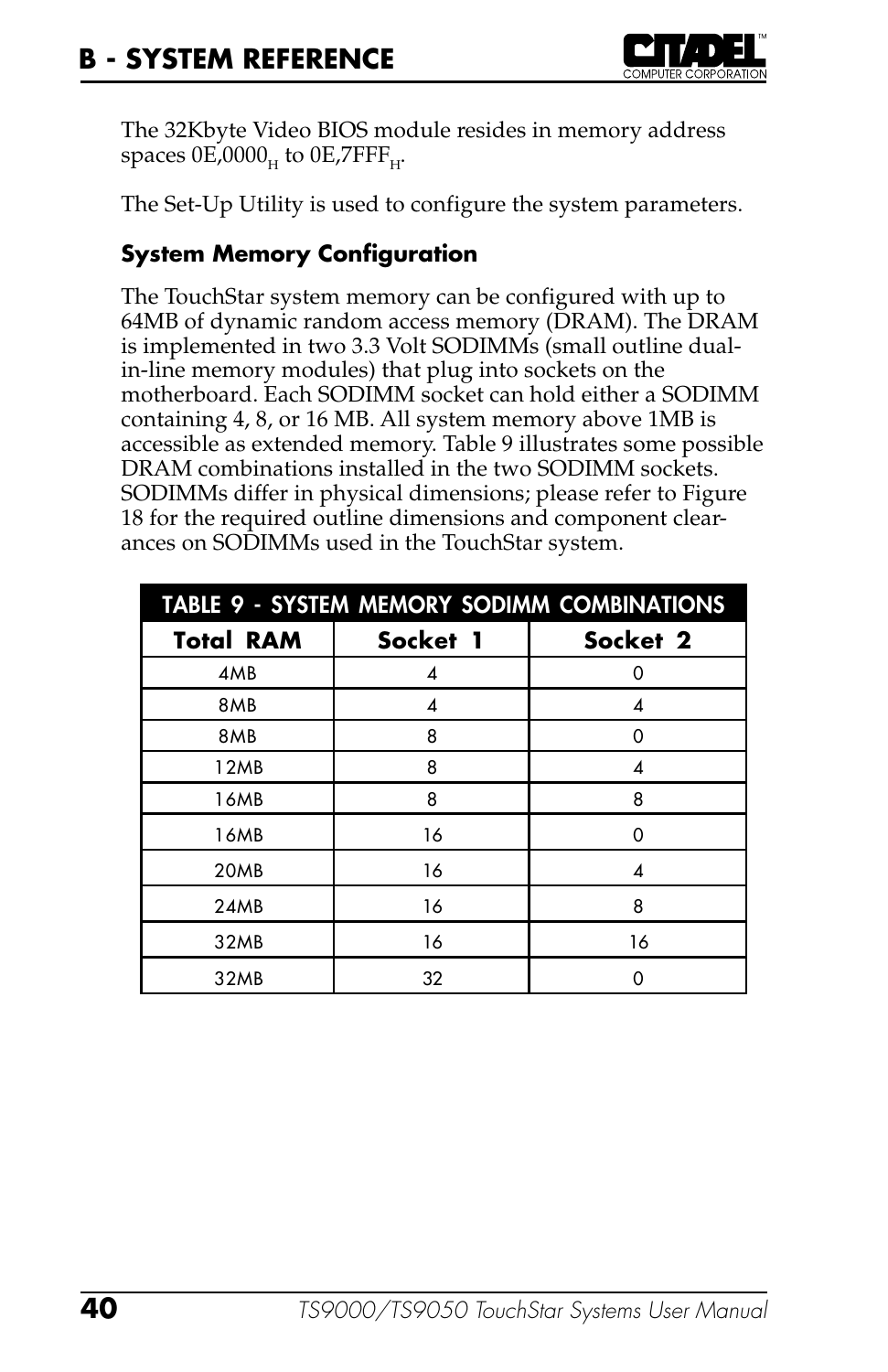The 32Kbyte Video BIOS module resides in memory address spaces $0E,0000_H$ to $0E,7FFF_H$.

The Set-Up Utility is used to configure the system parameters.

### System Memory Configuration

The TouchStar system memory can be configured with up to 64MB of dynamic random access memory (DRAM). The DRAM is implemented in two 3.3 Volt SODIMMs (small outline dual-in-line memory modules) that plug into sockets on the motherboard. Each SODIMM socket can hold either a SODIMM containing 4, 8, or 16 MB. All system memory above 1MB is accessible as extended memory. Table 9 illustrates some possible DRAM combinations installed in the two SODIMM sockets. SODIMMs differ in physical dimensions; please refer to Figure 18 for the required outline dimensions and component clearances on SODIMMs used in the TouchStar system.

**TABLE 9 - SYSTEM MEMORY SODIMM COMBINATIONS**

| Total RAM | Socket 1 | Socket 2 |
|---|---|---|
| 4MB | 4 | 0 |
| 8MB | 4 | 4 |
| 8MB | 8 | 0 |
| 12MB | 8 | 4 |
| 16MB | 8 | 8 |
| 16MB | 16 | 0 |
| 20MB | 16 | 4 |
| 24MB | 16 | 8 |
| 32MB | 16 | 16 |
| 32MB | 32 | 0 |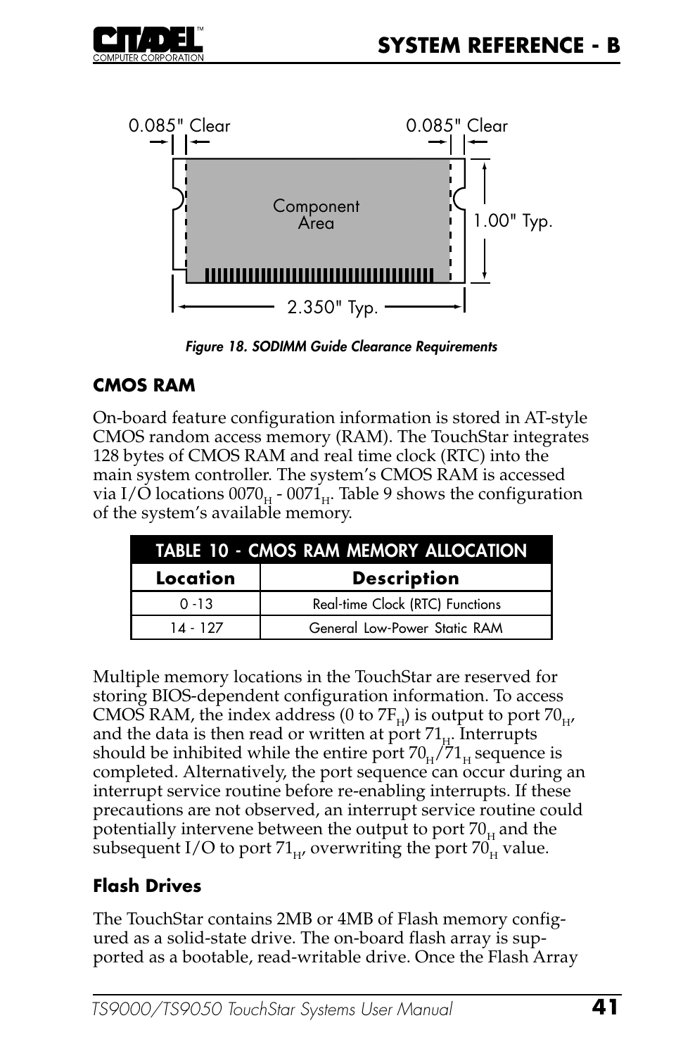Figure 18. SODIMM Guide Clearance Requirements

### CMOS RAM

On-board feature configuration information is stored in AT-style CMOS random access memory (RAM). The TouchStar integrates 128 bytes of CMOS RAM and real time clock (RTC) into the main system controller. The system's CMOS RAM is accessed via I/O locations $0070_H$ - $0071_H$. Table 9 shows the configuration of the system's available memory.

| TABLE 10 - CMOS RAM MEMORY ALLOCATION | |
|---|---|
| **Location** | **Description** |
| 0 -13 | Real-time Clock (RTC) Functions |
| 14 - 127 | General Low-Power Static RAM |

Multiple memory locations in the TouchStar are reserved for storing BIOS-dependent configuration information. To access CMOS RAM, the index address (0 to $7F_H$) is output to port $70_H$, and the data is then read or written at port $71_H$. Interrupts should be inhibited while the entire port $70_H$/$71_H$ sequence is completed. Alternatively, the port sequence can occur during an interrupt service routine before re-enabling interrupts. If these precautions are not observed, an interrupt service routine could potentially intervene between the output to port $70_H$ and the subsequent I/O to port $71_H$, overwriting the port $70_H$ value.

### Flash Drives

The TouchStar contains 2MB or 4MB of Flash memory configured as a solid-state drive. The on-board flash array is supported as a bootable, read-writable drive. Once the Flash Array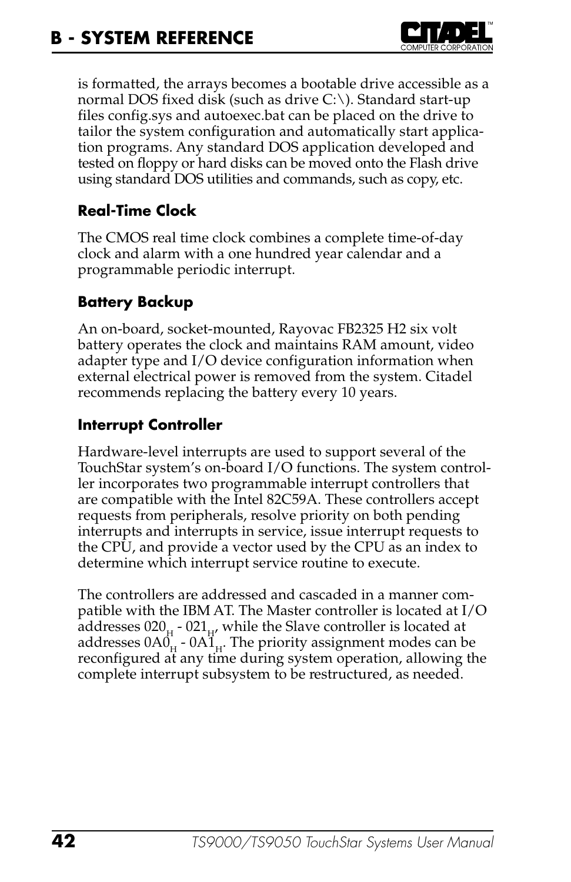is formatted, the arrays becomes a bootable drive accessible as a normal DOS fixed disk (such as drive C:\). Standard start-up files config.sys and autoexec.bat can be placed on the drive to tailor the system configuration and automatically start application programs. Any standard DOS application developed and tested on floppy or hard disks can be moved onto the Flash drive using standard DOS utilities and commands, such as copy, etc.

### Real-Time Clock

The CMOS real time clock combines a complete time-of-day clock and alarm with a one hundred year calendar and a programmable periodic interrupt.

### Battery Backup

An on-board, socket-mounted, Rayovac FB2325 H2 six volt battery operates the clock and maintains RAM amount, video adapter type and I/O device configuration information when external electrical power is removed from the system. Citadel recommends replacing the battery every 10 years.

### Interrupt Controller

Hardware-level interrupts are used to support several of the TouchStar system's on-board I/O functions. The system controller incorporates two programmable interrupt controllers that are compatible with the Intel 82C59A. These controllers accept requests from peripherals, resolve priority on both pending interrupts and interrupts in service, issue interrupt requests to the CPU, and provide a vector used by the CPU as an index to determine which interrupt service routine to execute.

The controllers are addressed and cascaded in a manner compatible with the IBM AT. The Master controller is located at I/O addresses $020_H$ - $021_H$, while the Slave controller is located at addresses $0A0_H$ - $0A1_H$. The priority assignment modes can be reconfigured at any time during system operation, allowing the complete interrupt subsystem to be restructured, as needed.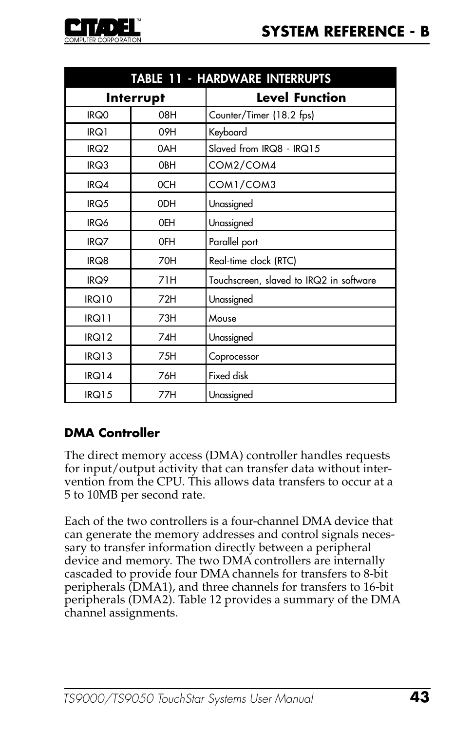| TABLE 11 - HARDWARE INTERRUPTS | | |
|---|---|---|
| **Interrupt** | | **Level Function** |
| IRQ0 | 08H | Counter/Timer (18.2 fps) |
| IRQ1 | 09H | Keyboard |
| IRQ2 | 0AH | Slaved from IRQ8 - IRQ15 |
| IRQ3 | 0BH | COM2/COM4 |
| IRQ4 | 0CH | COM1/COM3 |
| IRQ5 | 0DH | Unassigned |
| IRQ6 | 0EH | Unassigned |
| IRQ7 | 0FH | Parallel port |
| IRQ8 | 70H | Real-time clock (RTC) |
| IRQ9 | 71H | Touchscreen, slaved to IRQ2 in software |
| IRQ10 | 72H | Unassigned |
| IRQ11 | 73H | Mouse |
| IRQ12 | 74H | Unassigned |
| IRQ13 | 75H | Coprocessor |
| IRQ14 | 76H | Fixed disk |
| IRQ15 | 77H | Unassigned |

### DMA Controller

The direct memory access (DMA) controller handles requests for input/output activity that can transfer data without intervention from the CPU. This allows data transfers to occur at a 5 to 10MB per second rate.

Each of the two controllers is a four-channel DMA device that can generate the memory addresses and control signals necessary to transfer information directly between a peripheral device and memory. The two DMA controllers are internally cascaded to provide four DMA channels for transfers to 8-bit peripherals (DMA1), and three channels for transfers to 16-bit peripherals (DMA2). Table 12 provides a summary of the DMA channel assignments.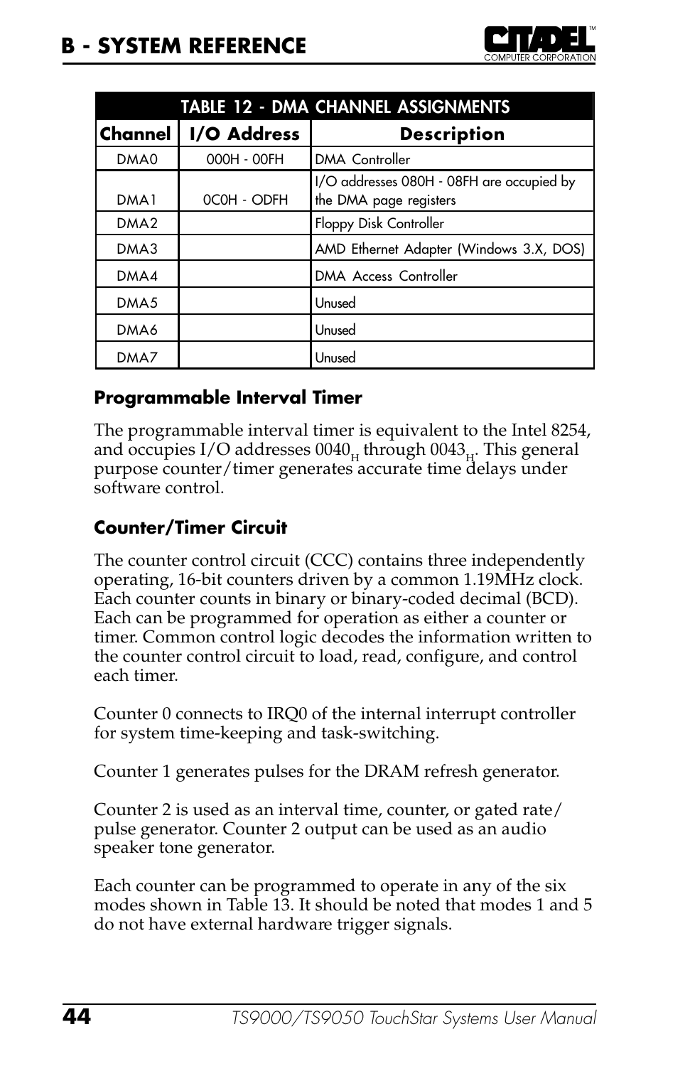| TABLE 12 - DMA CHANNEL ASSIGNMENTS | | |
|---|---|---|
| **Channel** | **I/O Address** | **Description** |
| DMA0 | 000H - 00FH | DMA Controller |
| DMA1 | 0C0H - ODFH | I/O addresses 080H - 08FH are occupied by the DMA page registers |
| DMA2 | | Floppy Disk Controller |
| DMA3 | | AMD Ethernet Adapter (Windows 3.X, DOS) |
| DMA4 | | DMA Access Controller |
| DMA5 | | Unused |
| DMA6 | | Unused |
| DMA7 | | Unused |

### Programmable Interval Timer

The programmable interval timer is equivalent to the Intel 8254, and occupies I/O addresses $0040_H$ through $0043_H$. This general purpose counter/timer generates accurate time delays under software control.

### Counter/Timer Circuit

The counter control circuit (CCC) contains three independently operating, 16-bit counters driven by a common 1.19MHz clock. Each counter counts in binary or binary-coded decimal (BCD). Each can be programmed for operation as either a counter or timer. Common control logic decodes the information written to the counter control circuit to load, read, configure, and control each timer.

Counter 0 connects to IRQ0 of the internal interrupt controller for system time-keeping and task-switching.

Counter 1 generates pulses for the DRAM refresh generator.

Counter 2 is used as an interval time, counter, or gated rate/ pulse generator. Counter 2 output can be used as an audio speaker tone generator.

Each counter can be programmed to operate in any of the six modes shown in Table 13. It should be noted that modes 1 and 5 do not have external hardware trigger signals.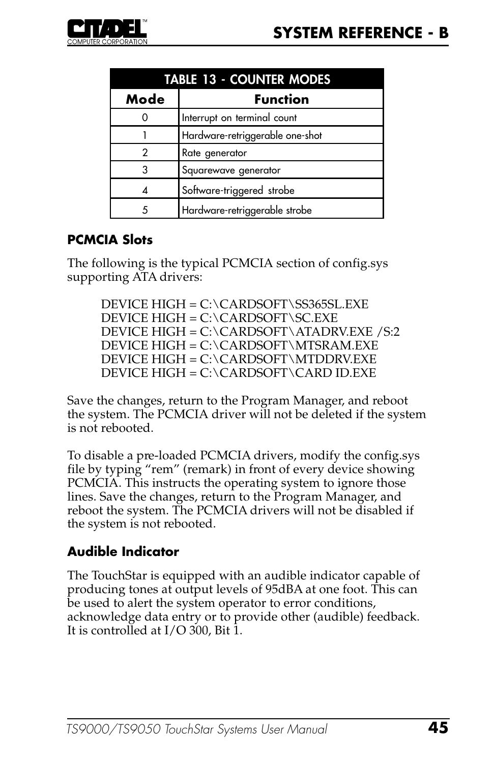| TABLE 13 - COUNTER MODES | |
|---|---|
| **Mode** | **Function** |
| 0 | Interrupt on terminal count |
| 1 | Hardware-retriggerable one-shot |
| 2 | Rate generator |
| 3 | Squarewave generator |
| 4 | Software-triggered strobe |
| 5 | Hardware-retriggerable strobe |

### PCMCIA Slots

The following is the typical PCMCIA section of config.sys supporting ATA drivers:

```
DEVICE HIGH = C:\CARDSOFT\SS365SL.EXE
DEVICE HIGH = C:\CARDSOFT\SC.EXE
DEVICE HIGH = C:\CARDSOFT\ATADRV.EXE /S:2
DEVICE HIGH = C:\CARDSOFT\MTSRAM.EXE
DEVICE HIGH = C:\CARDSOFT\MTDDRV.EXE
DEVICE HIGH = C:\CARDSOFT\CARD ID.EXE
```

Save the changes, return to the Program Manager, and reboot the system. The PCMCIA driver will not be deleted if the system is not rebooted.

To disable a pre-loaded PCMCIA drivers, modify the config.sys file by typing "rem" (remark) in front of every device showing PCMCIA. This instructs the operating system to ignore those lines. Save the changes, return to the Program Manager, and reboot the system. The PCMCIA drivers will not be disabled if the system is not rebooted.

### Audible Indicator

The TouchStar is equipped with an audible indicator capable of producing tones at output levels of 95dBA at one foot. This can be used to alert the system operator to error conditions, acknowledge data entry or to provide other (audible) feedback. It is controlled at I/O 300, Bit 1.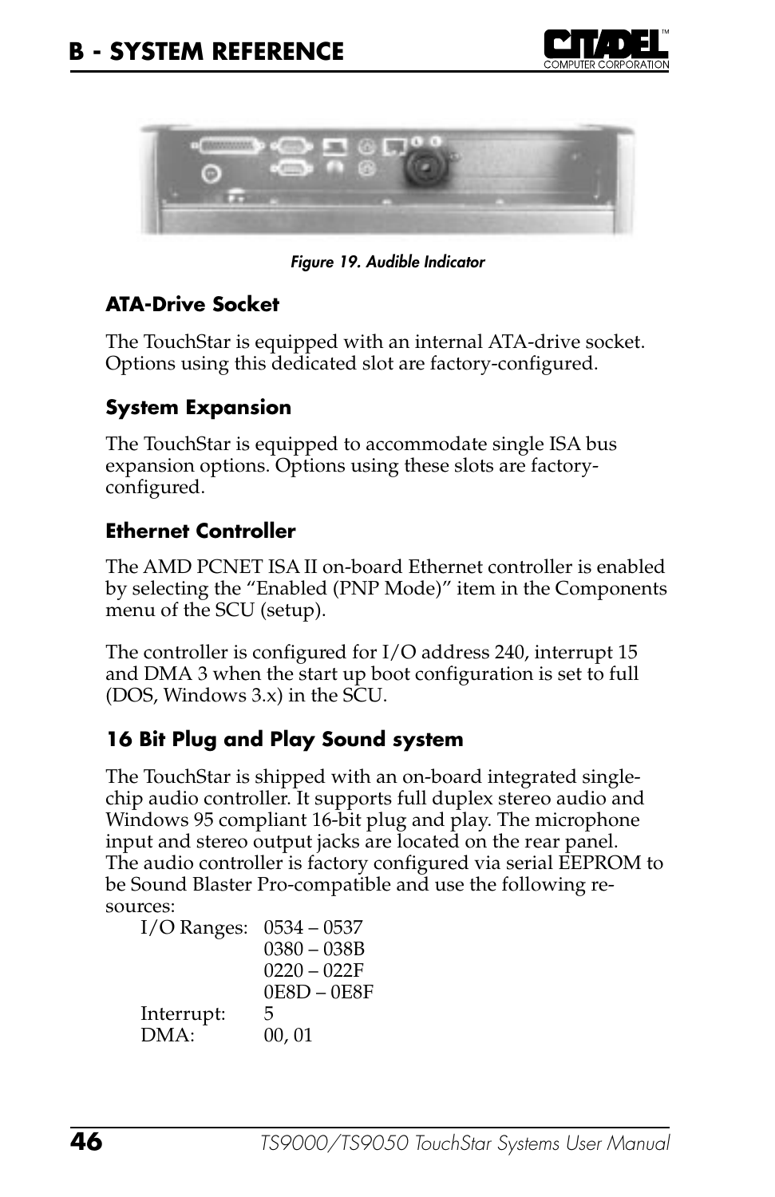*Figure 19. Audible Indicator*

### ATA-Drive Socket

The TouchStar is equipped with an internal ATA-drive socket. Options using this dedicated slot are factory-configured.

### System Expansion

The TouchStar is equipped to accommodate single ISA bus expansion options. Options using these slots are factory-configured.

### Ethernet Controller

The AMD PCNET ISA II on-board Ethernet controller is enabled by selecting the “Enabled (PNP Mode)” item in the Components menu of the SCU (setup).

The controller is configured for I/O address 240, interrupt 15 and DMA 3 when the start up boot configuration is set to full (DOS, Windows 3.x) in the SCU.

### 16 Bit Plug and Play Sound system

The TouchStar is shipped with an on-board integrated single-chip audio controller. It supports full duplex stereo audio and Windows 95 compliant 16-bit plug and play. The microphone input and stereo output jacks are located on the rear panel. The audio controller is factory configured via serial EEPROM to be Sound Blaster Pro-compatible and use the following resources:

| | |
|---|---|
| I/O Ranges: | 0534 – 0537 |
| | 0380 – 038B |
| | 0220 – 022F |
| | 0E8D – 0E8F |
| Interrupt: | 5 |
| DMA: | 00, 01 |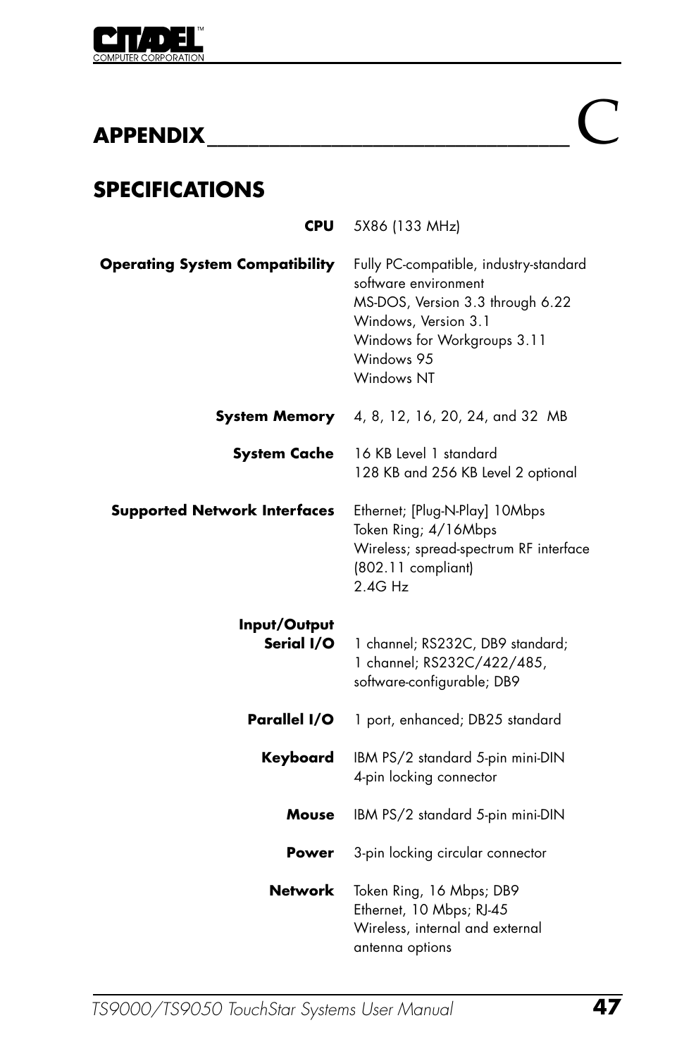# APPENDIX C

## SPECIFICATIONS

| | |
|---|---|
| **CPU** | 5X86 (133 MHz) |
| **Operating System Compatibility** | Fully PC-compatible, industry-standard software environment<br>MS-DOS, Version 3.3 through 6.22<br>Windows, Version 3.1<br>Windows for Workgroups 3.11<br>Windows 95<br>Windows NT |
| **System Memory** | 4, 8, 12, 16, 20, 24, and 32 MB |
| **System Cache** | 16 KB Level 1 standard<br>128 KB and 256 KB Level 2 optional |
| **Supported Network Interfaces** | Ethernet; [Plug-N-Play] 10Mbps<br>Token Ring; 4/16Mbps<br>Wireless; spread-spectrum RF interface (802.11 compliant)<br>2.4G Hz |
| **Input/Output** | |
| **Serial I/O** | 1 channel; RS232C, DB9 standard;<br>1 channel; RS232C/422/485, software-configurable; DB9 |
| **Parallel I/O** | 1 port, enhanced; DB25 standard |
| **Keyboard** | IBM PS/2 standard 5-pin mini-DIN<br>4-pin locking connector |
| **Mouse** | IBM PS/2 standard 5-pin mini-DIN |
| **Power** | 3-pin locking circular connector |
| **Network** | Token Ring, 16 Mbps; DB9<br>Ethernet, 10 Mbps; RJ-45<br>Wireless, internal and external antenna options |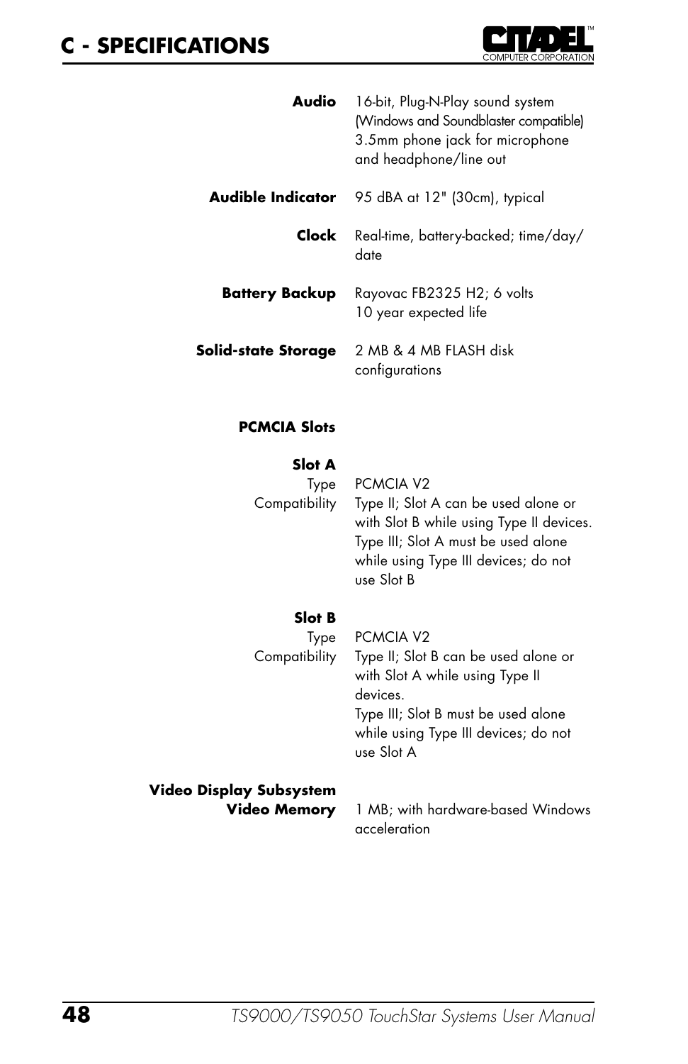# C - SPECIFICATIONS

| | |
|---|---|
| **Audio** | 16-bit, Plug-N-Play sound system (Windows and Soundblaster compatible) 3.5mm phone jack for microphone and headphone/line out |
| **Audible Indicator** | 95 dBA at 12" (30cm), typical |
| **Clock** | Real-time, battery-backed; time/day/date |
| **Battery Backup** | Rayovac FB2325 H2; 6 volts<br>10 year expected life |
| **Solid-state Storage** | 2 MB & 4 MB FLASH disk configurations |
| **PCMCIA Slots** | |
| **Slot A** | |
| Type | PCMCIA V2 |
| Compatibility | Type II; Slot A can be used alone or with Slot B while using Type II devices.<br>Type III; Slot A must be used alone while using Type III devices; do not use Slot B |
| **Slot B** | |
| Type | PCMCIA V2 |
| Compatibility | Type II; Slot B can be used alone or with Slot A while using Type II devices.<br>Type III; Slot B must be used alone while using Type III devices; do not use Slot A |
| **Video Display Subsystem** | |
| **Video Memory** | 1 MB; with hardware-based Windows acceleration |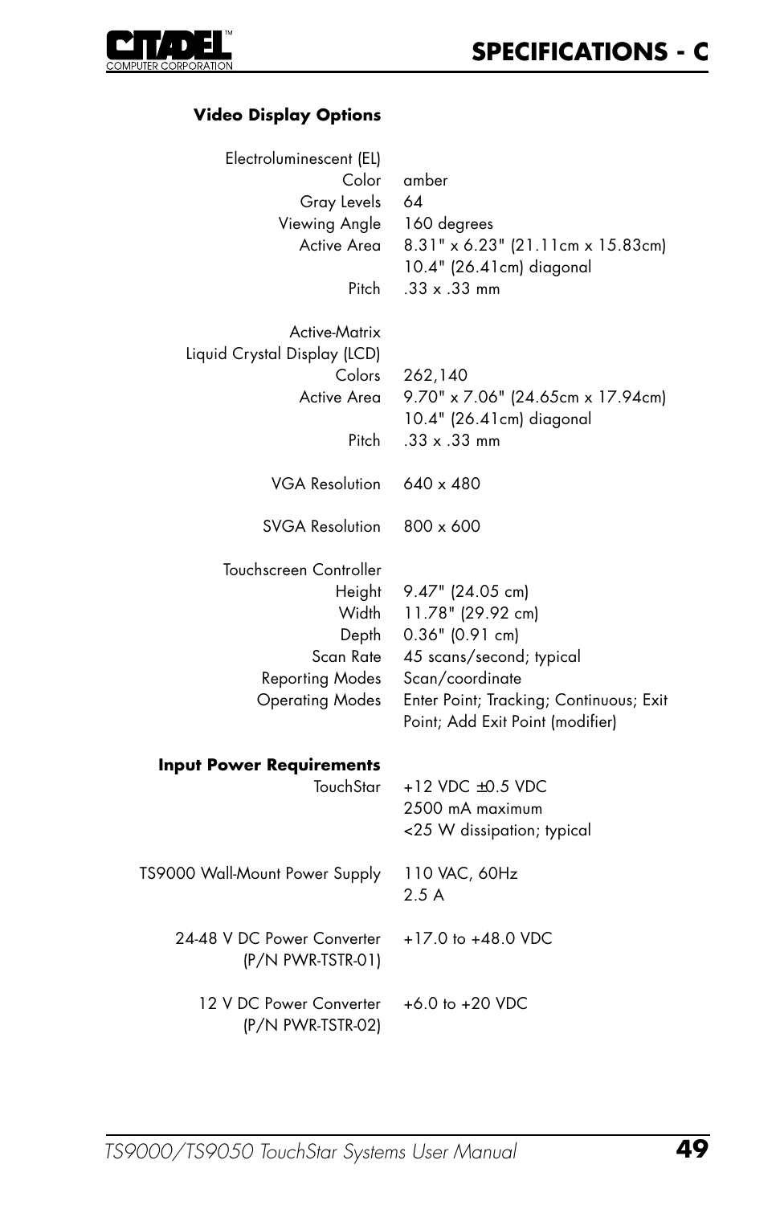## Video Display Options

| | |
|---|---|
| **Electroluminescent (EL)** | |
| Color | amber |
| Gray Levels | 64 |
| Viewing Angle | 160 degrees |
| Active Area | 8.31" x 6.23" (21.11cm x 15.83cm) 10.4" (26.41cm) diagonal |
| Pitch | .33 x .33 mm |
| **Active-Matrix Liquid Crystal Display (LCD)** | |
| Colors | 262,140 |
| Active Area | 9.70" x 7.06" (24.65cm x 17.94cm) 10.4" (26.41cm) diagonal |
| Pitch | .33 x .33 mm |
| VGA Resolution | 640 x 480 |
| SVGA Resolution | 800 x 600 |
| **Touchscreen Controller** | |
| Height | 9.47" (24.05 cm) |
| Width | 11.78" (29.92 cm) |
| Depth | 0.36" (0.91 cm) |
| Scan Rate | 45 scans/second; typical |
| Reporting Modes | Scan/coordinate |
| Operating Modes | Enter Point; Tracking; Continuous; Exit Point; Add Exit Point (modifier) |

## Input Power Requirements

| | |
|---|---|
| TouchStar | +12 VDC ±0.5 VDC<br>2500 mA maximum<br><25 W dissipation; typical |
| TS9000 Wall-Mount Power Supply | 110 VAC, 60Hz<br>2.5 A |
| 24-48 V DC Power Converter (P/N PWR-TSTR-01) | +17.0 to +48.0 VDC |
| 12 V DC Power Converter (P/N PWR-TSTR-02) | +6.0 to +20 VDC |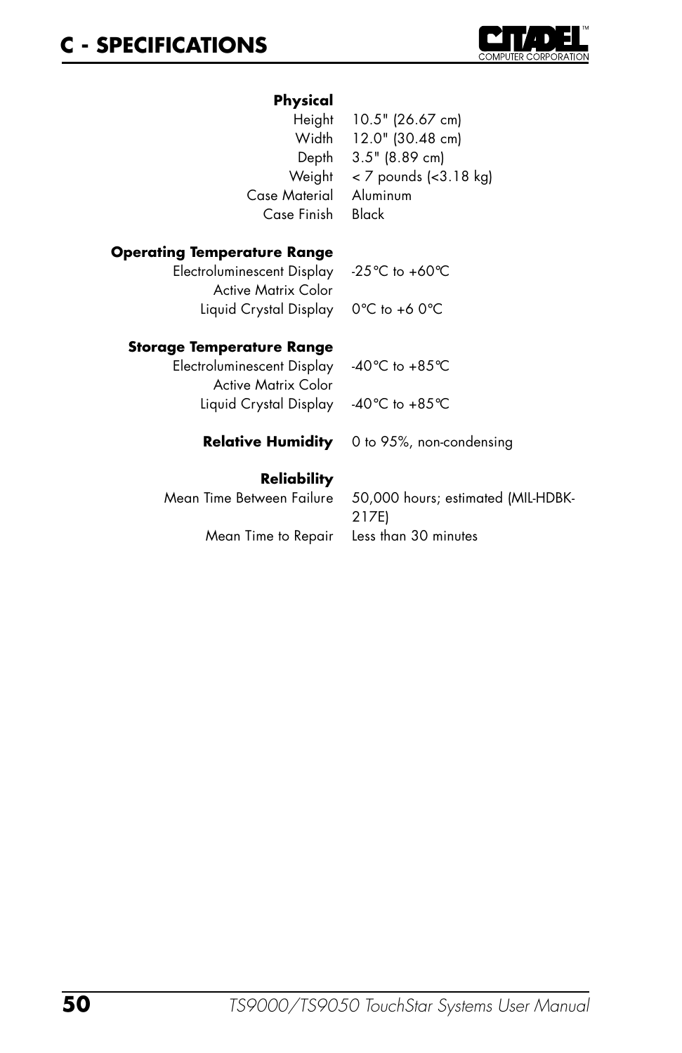# C - SPECIFICATIONS

| | |
|---|---|
| **Physical** | |
| Height | 10.5" (26.67 cm) |
| Width | 12.0" (30.48 cm) |
| Depth | 3.5" (8.89 cm) |
| Weight | < 7 pounds (<3.18 kg) |
| Case Material | Aluminum |
| Case Finish | Black |
| **Operating Temperature Range** | |
| Electroluminescent Display | -25°C to +60°C |
| Active Matrix Color Liquid Crystal Display | 0°C to +6 0°C |
| **Storage Temperature Range** | |
| Electroluminescent Display | -40°C to +85°C |
| Active Matrix Color Liquid Crystal Display | -40°C to +85°C |
| **Relative Humidity** | 0 to 95%, non-condensing |
| **Reliability** | |
| Mean Time Between Failure | 50,000 hours; estimated (MIL-HDBK-217E) |
| Mean Time to Repair | Less than 30 minutes |